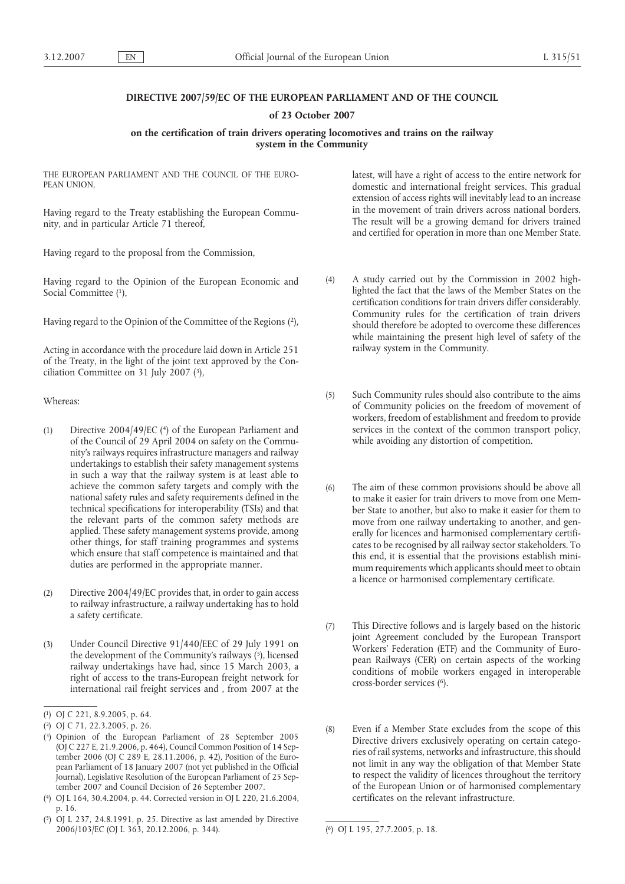**DIRECTIVE 2007/59/EC OF THE EUROPEAN PARLIAMENT AND OF THE COUNCIL**

**of 23 October 2007**

**on the certification of train drivers operating locomotives and trains on the railway system in the Community**

THE EUROPEAN PARLIAMENT AND THE COUNCIL OF THE EUROPEAN UNION,

Having regard to the Treaty establishing the European Community, and in particular Article 71 thereof,

Having regard to the proposal from the Commission,

Having regard to the Opinion of the European Economic and Social Committee ([1]),

Having regard to the Opinion of the Committee of the Regions ([2]),

Acting in accordance with the procedure laid down in Article 251 of the Treaty, in the light of the joint text approved by the Conciliation Committee on 31 July 2007 ([3]),

Whereas:

(1) Directive 2004/49/EC ([4]) of the European Parliament and of the Council of 29 April 2004 on safety on the Community's railways requires infrastructure managers and railway undertakings to establish their safety management systems in such a way that the railway system is at least able to achieve the common safety targets and comply with the national safety rules and safety requirements defined in the technical specifications for interoperability (TSIs) and that the relevant parts of the common safety methods are applied. These safety management systems provide, among other things, for staff training programmes and systems which ensure that staff competence is maintained and that duties are performed in the appropriate manner.

(2) Directive 2004/49/EC provides that, in order to gain access to railway infrastructure, a railway undertaking has to hold a safety certificate.

(3) Under Council Directive 91/440/EEC of 29 July 1991 on the development of the Community's railways ([5]), licensed railway undertakings have had, since 15 March 2003, a right of access to the trans-European freight network for international rail freight services and , from 2007 at the latest, will have a right of access to the entire network for domestic and international freight services. This gradual extension of access rights will inevitably lead to an increase in the movement of train drivers across national borders. The result will be a growing demand for drivers trained and certified for operation in more than one Member State.

(4) A study carried out by the Commission in 2002 highlighted the fact that the laws of the Member States on the certification conditions for train drivers differ considerably. Community rules for the certification of train drivers should therefore be adopted to overcome these differences while maintaining the present high level of safety of the railway system in the Community.

(5) Such Community rules should also contribute to the aims of Community policies on the freedom of movement of workers, freedom of establishment and freedom to provide services in the context of the common transport policy, while avoiding any distortion of competition.

(6) The aim of these common provisions should be above all to make it easier for train drivers to move from one Member State to another, but also to make it easier for them to move from one railway undertaking to another, and generally for licences and harmonised complementary certificates to be recognised by all railway sector stakeholders. To this end, it is essential that the provisions establish minimum requirements which applicants should meet to obtain a licence or harmonised complementary certificate.

(7) This Directive follows and is largely based on the historic joint Agreement concluded by the European Transport Workers' Federation (ETF) and the Community of European Railways (CER) on certain aspects of the working conditions of mobile workers engaged in interoperable cross-border services ([6]).

(8) Even if a Member State excludes from the scope of this Directive drivers exclusively operating on certain categories of rail systems, networks and infrastructure, this should not limit in any way the obligation of that Member State to respect the validity of licences throughout the territory of the European Union or of harmonised complementary certificates on the relevant infrastructure.

---

([1]) OJ C 221, 8.9.2005, p. 64.

([2]) OJ C 71, 22.3.2005, p. 26.

([3]) Opinion of the European Parliament of 28 September 2005 (OJ C 227 E, 21.9.2006, p. 464), Council Common Position of 14 September 2006 (OJ C 289 E, 28.11.2006, p. 42), Position of the European Parliament of 18 January 2007 (not yet published in the Official Journal), Legislative Resolution of the European Parliament of 25 September 2007 and Council Decision of 26 September 2007.

([4]) OJ L 164, 30.4.2004, p. 44. Corrected version in OJ L 220, 21.6.2004, p. 16.

([5]) OJ L 237, 24.8.1991, p. 25. Directive as last amended by Directive 2006/103/EC (OJ L 363, 20.12.2006, p. 344).

([6]) OJ L 195, 27.7.2005, p. 18.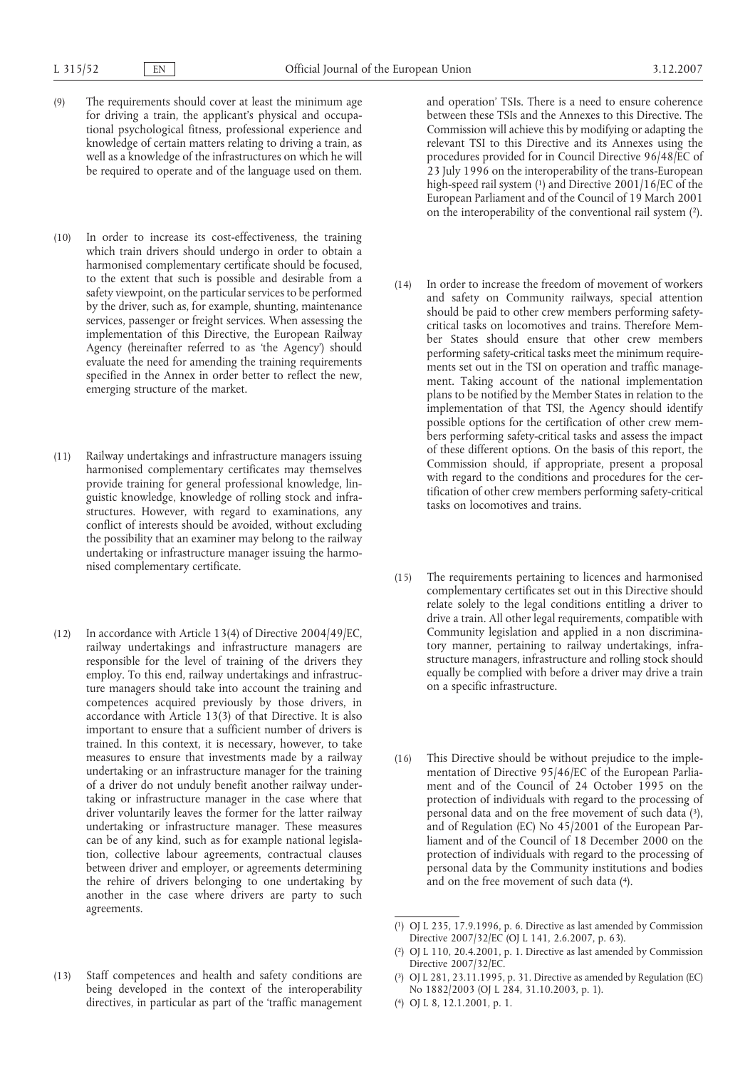(9) The requirements should cover at least the minimum age for driving a train, the applicant's physical and occupational psychological fitness, professional experience and knowledge of certain matters relating to driving a train, as well as a knowledge of the infrastructures on which he will be required to operate and of the language used on them.

(10) In order to increase its cost-effectiveness, the training which train drivers should undergo in order to obtain a harmonised complementary certificate should be focused, to the extent that such is possible and desirable from a safety viewpoint, on the particular services to be performed by the driver, such as, for example, shunting, maintenance services, passenger or freight services. When assessing the implementation of this Directive, the European Railway Agency (hereinafter referred to as 'the Agency') should evaluate the need for amending the training requirements specified in the Annex in order better to reflect the new, emerging structure of the market.

(11) Railway undertakings and infrastructure managers issuing harmonised complementary certificates may themselves provide training for general professional knowledge, linguistic knowledge, knowledge of rolling stock and infrastructures. However, with regard to examinations, any conflict of interests should be avoided, without excluding the possibility that an examiner may belong to the railway undertaking or infrastructure manager issuing the harmonised complementary certificate.

(12) In accordance with Article 13(4) of Directive 2004/49/EC, railway undertakings and infrastructure managers are responsible for the level of training of the drivers they employ. To this end, railway undertakings and infrastructure managers should take into account the training and competences acquired previously by those drivers, in accordance with Article 13(3) of that Directive. It is also important to ensure that a sufficient number of drivers is trained. In this context, it is necessary, however, to take measures to ensure that investments made by a railway undertaking or an infrastructure manager for the training of a driver do not unduly benefit another railway undertaking or infrastructure manager in the case where that driver voluntarily leaves the former for the latter railway undertaking or infrastructure manager. These measures can be of any kind, such as for example national legislation, collective labour agreements, contractual clauses between driver and employer, or agreements determining the rehire of drivers belonging to one undertaking by another in the case where drivers are party to such agreements.

(13) Staff competences and health and safety conditions are being developed in the context of the interoperability directives, in particular as part of the 'traffic management and operation' TSIs. There is a need to ensure coherence between these TSIs and the Annexes to this Directive. The Commission will achieve this by modifying or adapting the relevant TSI to this Directive and its Annexes using the procedures provided for in Council Directive 96/48/EC of 23 July 1996 on the interoperability of the trans-European high-speed rail system [1] and Directive 2001/16/EC of the European Parliament and of the Council of 19 March 2001 on the interoperability of the conventional rail system [2].

(14) In order to increase the freedom of movement of workers and safety on Community railways, special attention should be paid to other crew members performing safety-critical tasks on locomotives and trains. Therefore Member States should ensure that other crew members performing safety-critical tasks meet the minimum requirements set out in the TSI on operation and traffic management. Taking account of the national implementation plans to be notified by the Member States in relation to the implementation of that TSI, the Agency should identify possible options for the certification of other crew members performing safety-critical tasks and assess the impact of these different options. On the basis of this report, the Commission should, if appropriate, present a proposal with regard to the conditions and procedures for the certification of other crew members performing safety-critical tasks on locomotives and trains.

(15) The requirements pertaining to licences and harmonised complementary certificates set out in this Directive should relate solely to the legal conditions entitling a driver to drive a train. All other legal requirements, compatible with Community legislation and applied in a non discriminatory manner, pertaining to railway undertakings, infrastructure managers, infrastructure and rolling stock should equally be complied with before a driver may drive a train on a specific infrastructure.

(16) This Directive should be without prejudice to the implementation of Directive 95/46/EC of the European Parliament and of the Council of 24 October 1995 on the protection of individuals with regard to the processing of personal data and on the free movement of such data [3], and of Regulation (EC) No 45/2001 of the European Parliament and of the Council of 18 December 2000 on the protection of individuals with regard to the processing of personal data by the Community institutions and bodies and on the free movement of such data [4].

---

[1] OJ L 235, 17.9.1996, p. 6. Directive as last amended by Commission Directive 2007/32/EC (OJ L 141, 2.6.2007, p. 63).

[2] OJ L 110, 20.4.2001, p. 1. Directive as last amended by Commission Directive 2007/32/EC.

[3] OJ L 281, 23.11.1995, p. 31. Directive as amended by Regulation (EC) No 1882/2003 (OJ L 284, 31.10.2003, p. 1).

[4] OJ L 8, 12.1.2001, p. 1.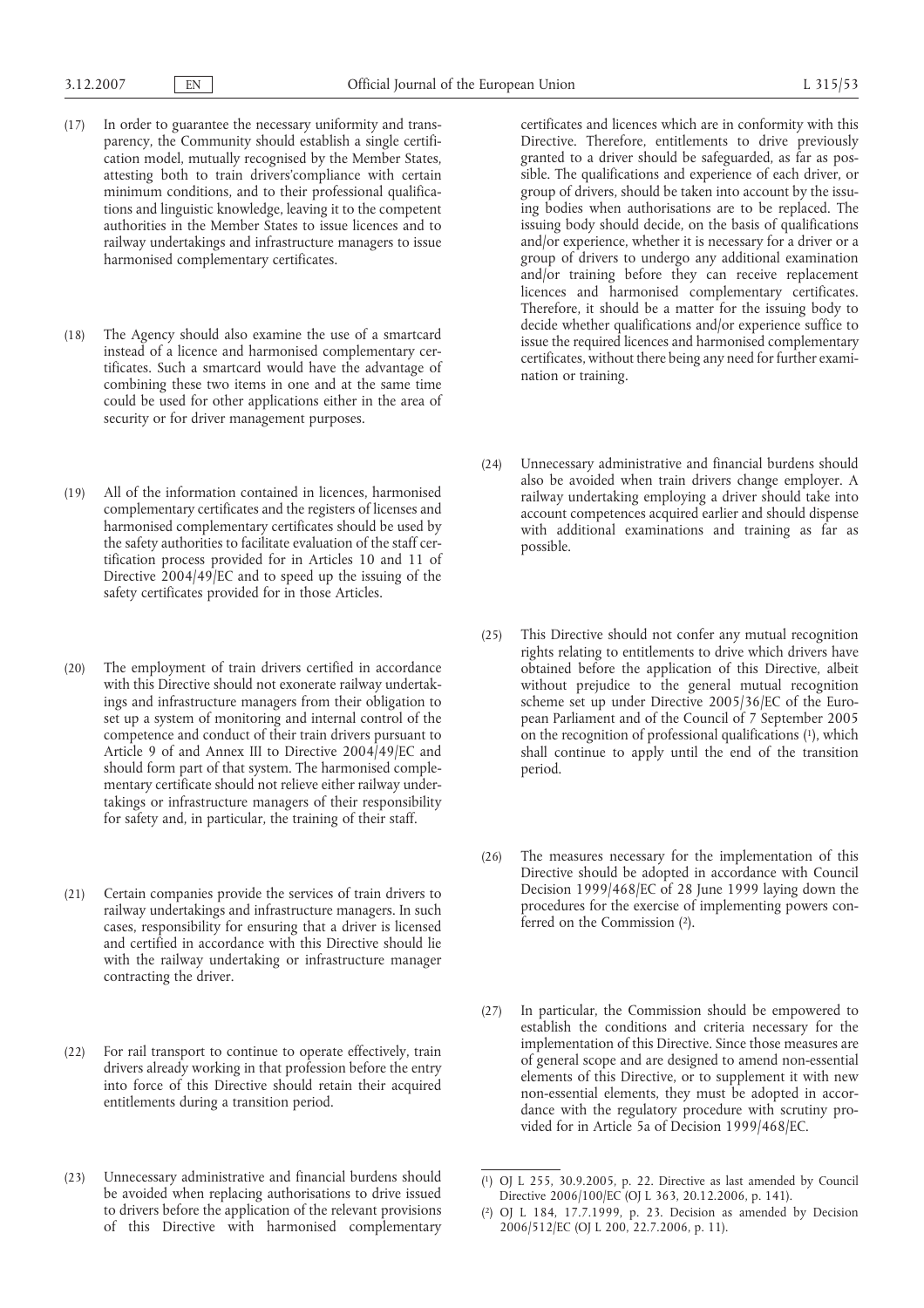(17) In order to guarantee the necessary uniformity and transparency, the Community should establish a single certification model, mutually recognised by the Member States, attesting both to train drivers'compliance with certain minimum conditions, and to their professional qualifications and linguistic knowledge, leaving it to the competent authorities in the Member States to issue licences and to railway undertakings and infrastructure managers to issue harmonised complementary certificates.

(18) The Agency should also examine the use of a smartcard instead of a licence and harmonised complementary certificates. Such a smartcard would have the advantage of combining these two items in one and at the same time could be used for other applications either in the area of security or for driver management purposes.

(19) All of the information contained in licences, harmonised complementary certificates and the registers of licenses and harmonised complementary certificates should be used by the safety authorities to facilitate evaluation of the staff certification process provided for in Articles 10 and 11 of Directive 2004/49/EC and to speed up the issuing of the safety certificates provided for in those Articles.

(20) The employment of train drivers certified in accordance with this Directive should not exonerate railway undertakings and infrastructure managers from their obligation to set up a system of monitoring and internal control of the competence and conduct of their train drivers pursuant to Article 9 of and Annex III to Directive 2004/49/EC and should form part of that system. The harmonised complementary certificate should not relieve either railway undertakings or infrastructure managers of their responsibility for safety and, in particular, the training of their staff.

(21) Certain companies provide the services of train drivers to railway undertakings and infrastructure managers. In such cases, responsibility for ensuring that a driver is licensed and certified in accordance with this Directive should lie with the railway undertaking or infrastructure manager contracting the driver.

(22) For rail transport to continue to operate effectively, train drivers already working in that profession before the entry into force of this Directive should retain their acquired entitlements during a transition period.

(23) Unnecessary administrative and financial burdens should be avoided when replacing authorisations to drive issued to drivers before the application of the relevant provisions of this Directive with harmonised complementary certificates and licences which are in conformity with this Directive. Therefore, entitlements to drive previously granted to a driver should be safeguarded, as far as possible. The qualifications and experience of each driver, or group of drivers, should be taken into account by the issuing bodies when authorisations are to be replaced. The issuing body should decide, on the basis of qualifications and/or experience, whether it is necessary for a driver or a group of drivers to undergo any additional examination and/or training before they can receive replacement licences and harmonised complementary certificates. Therefore, it should be a matter for the issuing body to decide whether qualifications and/or experience suffice to issue the required licences and harmonised complementary certificates, without there being any need for further examination or training.

(24) Unnecessary administrative and financial burdens should also be avoided when train drivers change employer. A railway undertaking employing a driver should take into account competences acquired earlier and should dispense with additional examinations and training as far as possible.

(25) This Directive should not confer any mutual recognition rights relating to entitlements to drive which drivers have obtained before the application of this Directive, albeit without prejudice to the general mutual recognition scheme set up under Directive 2005/36/EC of the European Parliament and of the Council of 7 September 2005 on the recognition of professional qualifications [1], which shall continue to apply until the end of the transition period.

(26) The measures necessary for the implementation of this Directive should be adopted in accordance with Council Decision 1999/468/EC of 28 June 1999 laying down the procedures for the exercise of implementing powers conferred on the Commission [2].

(27) In particular, the Commission should be empowered to establish the conditions and criteria necessary for the implementation of this Directive. Since those measures are of general scope and are designed to amend non-essential elements of this Directive, or to supplement it with new non-essential elements, they must be adopted in accordance with the regulatory procedure with scrutiny provided for in Article 5a of Decision 1999/468/EC.

---

[1] OJ L 255, 30.9.2005, p. 22. Directive as last amended by Council Directive 2006/100/EC (OJ L 363, 20.12.2006, p. 141).

[2] OJ L 184, 17.7.1999, p. 23. Decision as amended by Decision 2006/512/EC (OJ L 200, 22.7.2006, p. 11).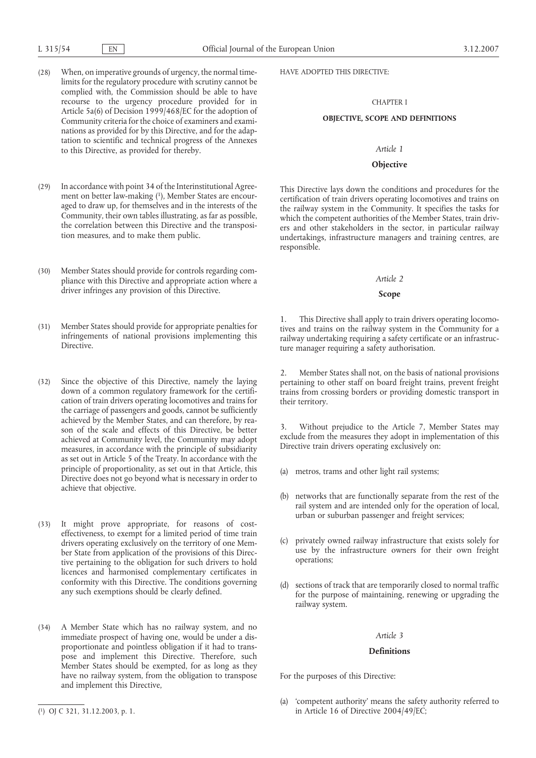(28) When, on imperative grounds of urgency, the normal time-limits for the regulatory procedure with scrutiny cannot be complied with, the Commission should be able to have recourse to the urgency procedure provided for in Article 5a(6) of Decision 1999/468/EC for the adoption of Community criteria for the choice of examiners and examinations as provided for by this Directive, and for the adaptation to scientific and technical progress of the Annexes to this Directive, as provided for thereby.

(29) In accordance with point 34 of the Interinstitutional Agreement on better law-making [1], Member States are encouraged to draw up, for themselves and in the interests of the Community, their own tables illustrating, as far as possible, the correlation between this Directive and the transposition measures, and to make them public.

(30) Member States should provide for controls regarding compliance with this Directive and appropriate action where a driver infringes any provision of this Directive.

(31) Member States should provide for appropriate penalties for infringements of national provisions implementing this Directive.

(32) Since the objective of this Directive, namely the laying down of a common regulatory framework for the certification of train drivers operating locomotives and trains for the carriage of passengers and goods, cannot be sufficiently achieved by the Member States, and can therefore, by reason of the scale and effects of this Directive, be better achieved at Community level, the Community may adopt measures, in accordance with the principle of subsidiarity as set out in Article 5 of the Treaty. In accordance with the principle of proportionality, as set out in that Article, this Directive does not go beyond what is necessary in order to achieve that objective.

(33) It might prove appropriate, for reasons of cost-effectiveness, to exempt for a limited period of time train drivers operating exclusively on the territory of one Member State from application of the provisions of this Directive pertaining to the obligation for such drivers to hold licences and harmonised complementary certificates in conformity with this Directive. The conditions governing any such exemptions should be clearly defined.

(34) A Member State which has no railway system, and no immediate prospect of having one, would be under a disproportionate and pointless obligation if it had to transpose and implement this Directive. Therefore, such Member States should be exempted, for as long as they have no railway system, from the obligation to transpose and implement this Directive,

[1] OJ C 321, 31.12.2003, p. 1.

HAVE ADOPTED THIS DIRECTIVE:

## CHAPTER I

## OBJECTIVE, SCOPE AND DEFINITIONS

### *Article 1*

### Objective

This Directive lays down the conditions and procedures for the certification of train drivers operating locomotives and trains on the railway system in the Community. It specifies the tasks for which the competent authorities of the Member States, train drivers and other stakeholders in the sector, in particular railway undertakings, infrastructure managers and training centres, are responsible.

### *Article 2*

### Scope

1. This Directive shall apply to train drivers operating locomotives and trains on the railway system in the Community for a railway undertaking requiring a safety certificate or an infrastructure manager requiring a safety authorisation.

2. Member States shall not, on the basis of national provisions pertaining to other staff on board freight trains, prevent freight trains from crossing borders or providing domestic transport in their territory.

3. Without prejudice to the Article 7, Member States may exclude from the measures they adopt in implementation of this Directive train drivers operating exclusively on:

(a) metros, trams and other light rail systems;

(b) networks that are functionally separate from the rest of the rail system and are intended only for the operation of local, urban or suburban passenger and freight services;

(c) privately owned railway infrastructure that exists solely for use by the infrastructure owners for their own freight operations;

(d) sections of track that are temporarily closed to normal traffic for the purpose of maintaining, renewing or upgrading the railway system.

### *Article 3*

### Definitions

For the purposes of this Directive:

(a) 'competent authority' means the safety authority referred to in Article 16 of Directive 2004/49/EC;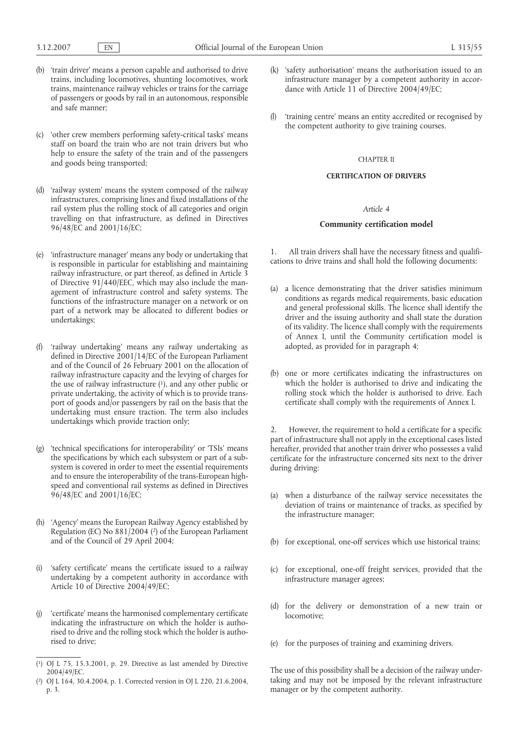(b) 'train driver' means a person capable and authorised to drive trains, including locomotives, shunting locomotives, work trains, maintenance railway vehicles or trains for the carriage of passengers or goods by rail in an autonomous, responsible and safe manner;

(c) 'other crew members performing safety-critical tasks' means staff on board the train who are not train drivers but who help to ensure the safety of the train and of the passengers and goods being transported;

(d) 'railway system' means the system composed of the railway infrastructures, comprising lines and fixed installations of the rail system plus the rolling stock of all categories and origin travelling on that infrastructure, as defined in Directives 96/48/EC and 2001/16/EC;

(e) 'infrastructure manager' means any body or undertaking that is responsible in particular for establishing and maintaining railway infrastructure, or part thereof, as defined in Article 3 of Directive 91/440/EEC, which may also include the management of infrastructure control and safety systems. The functions of the infrastructure manager on a network or on part of a network may be allocated to different bodies or undertakings;

(f) 'railway undertaking' means any railway undertaking as defined in Directive 2001/14/EC of the European Parliament and of the Council of 26 February 2001 on the allocation of railway infrastructure capacity and the levying of charges for the use of railway infrastructure [1], and any other public or private undertaking, the activity of which is to provide transport of goods and/or passengers by rail on the basis that the undertaking must ensure traction. The term also includes undertakings which provide traction only;

(g) 'technical specifications for interoperability' or 'TSIs' means the specifications by which each subsystem or part of a subsystem is covered in order to meet the essential requirements and to ensure the interoperability of the trans-European high-speed and conventional rail systems as defined in Directives 96/48/EC and 2001/16/EC;

(h) 'Agency' means the European Railway Agency established by Regulation (EC) No 881/2004 [2] of the European Parliament and of the Council of 29 April 2004;

(i) 'safety certificate' means the certificate issued to a railway undertaking by a competent authority in accordance with Article 10 of Directive 2004/49/EC;

(j) 'certificate' means the harmonised complementary certificate indicating the infrastructure on which the holder is authorised to drive and the rolling stock which the holder is authorised to drive;

(k) 'safety authorisation' means the authorisation issued to an infrastructure manager by a competent authority in accordance with Article 11 of Directive 2004/49/EC;

(l) 'training centre' means an entity accredited or recognised by the competent authority to give training courses.

## CHAPTER II

## CERTIFICATION OF DRIVERS

### *Article 4*

### Community certification model

1. All train drivers shall have the necessary fitness and qualifications to drive trains and shall hold the following documents:

(a) a licence demonstrating that the driver satisfies minimum conditions as regards medical requirements, basic education and general professional skills. The licence shall identify the driver and the issuing authority and shall state the duration of its validity. The licence shall comply with the requirements of Annex I, until the Community certification model is adopted, as provided for in paragraph 4;

(b) one or more certificates indicating the infrastructures on which the holder is authorised to drive and indicating the rolling stock which the holder is authorised to drive. Each certificate shall comply with the requirements of Annex I.

2. However, the requirement to hold a certificate for a specific part of infrastructure shall not apply in the exceptional cases listed hereafter, provided that another train driver who possesses a valid certificate for the infrastructure concerned sits next to the driver during driving:

(a) when a disturbance of the railway service necessitates the deviation of trains or maintenance of tracks, as specified by the infrastructure manager;

(b) for exceptional, one-off services which use historical trains;

(c) for exceptional, one-off freight services, provided that the infrastructure manager agrees;

(d) for the delivery or demonstration of a new train or locomotive;

(e) for the purposes of training and examining drivers.

The use of this possibility shall be a decision of the railway undertaking and may not be imposed by the relevant infrastructure manager or by the competent authority.

---

[1] OJ L 75, 15.3.2001, p. 29. Directive as last amended by Directive 2004/49/EC.

[2] OJ L 164, 30.4.2004, p. 1. Corrected version in OJ L 220, 21.6.2004, p. 3.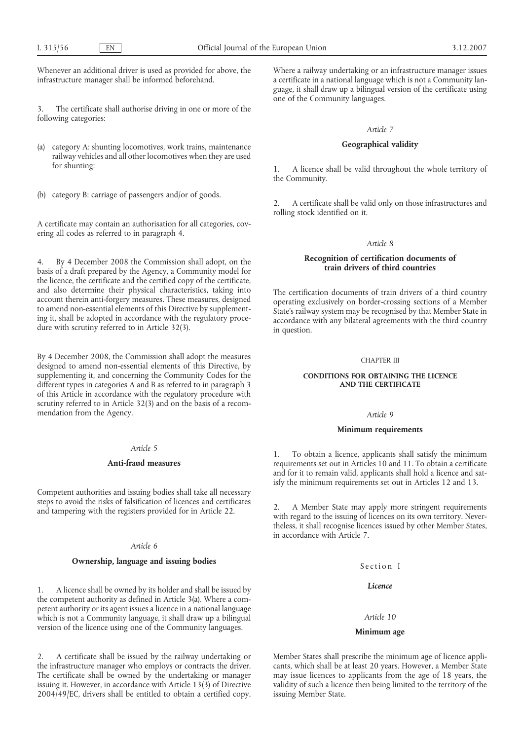Whenever an additional driver is used as provided for above, the infrastructure manager shall be informed beforehand.

3. The certificate shall authorise driving in one or more of the following categories:

(a) category A: shunting locomotives, work trains, maintenance railway vehicles and all other locomotives when they are used for shunting;

(b) category B: carriage of passengers and/or of goods.

A certificate may contain an authorisation for all categories, covering all codes as referred to in paragraph 4.

4. By 4 December 2008 the Commission shall adopt, on the basis of a draft prepared by the Agency, a Community model for the licence, the certificate and the certified copy of the certificate, and also determine their physical characteristics, taking into account therein anti-forgery measures. These measures, designed to amend non-essential elements of this Directive by supplementing it, shall be adopted in accordance with the regulatory procedure with scrutiny referred to in Article 32(3).

By 4 December 2008, the Commission shall adopt the measures designed to amend non-essential elements of this Directive, by supplementing it, and concerning the Community Codes for the different types in categories A and B as referred to in paragraph 3 of this Article in accordance with the regulatory procedure with scrutiny referred to in Article 32(3) and on the basis of a recommendation from the Agency.

*Article 5*

**Anti-fraud measures**

Competent authorities and issuing bodies shall take all necessary steps to avoid the risks of falsification of licences and certificates and tampering with the registers provided for in Article 22.

*Article 6*

**Ownership, language and issuing bodies**

1. A licence shall be owned by its holder and shall be issued by the competent authority as defined in Article 3(a). Where a competent authority or its agent issues a licence in a national language which is not a Community language, it shall draw up a bilingual version of the licence using one of the Community languages.

2. A certificate shall be issued by the railway undertaking or the infrastructure manager who employs or contracts the driver. The certificate shall be owned by the undertaking or manager issuing it. However, in accordance with Article 13(3) of Directive 2004/49/EC, drivers shall be entitled to obtain a certified copy. Where a railway undertaking or an infrastructure manager issues a certificate in a national language which is not a Community language, it shall draw up a bilingual version of the certificate using one of the Community languages.

*Article 7*

**Geographical validity**

1. A licence shall be valid throughout the whole territory of the Community.

2. A certificate shall be valid only on those infrastructures and rolling stock identified on it.

*Article 8*

**Recognition of certification documents of train drivers of third countries**

The certification documents of train drivers of a third country operating exclusively on border-crossing sections of a Member State's railway system may be recognised by that Member State in accordance with any bilateral agreements with the third country in question.

CHAPTER III

**CONDITIONS FOR OBTAINING THE LICENCE AND THE CERTIFICATE**

*Article 9*

**Minimum requirements**

1. To obtain a licence, applicants shall satisfy the minimum requirements set out in Articles 10 and 11. To obtain a certificate and for it to remain valid, applicants shall hold a licence and satisfy the minimum requirements set out in Articles 12 and 13.

2. A Member State may apply more stringent requirements with regard to the issuing of licences on its own territory. Nevertheless, it shall recognise licences issued by other Member States, in accordance with Article 7.

Section 1

***Licence***

*Article 10*

**Minimum age**

Member States shall prescribe the minimum age of licence applicants, which shall be at least 20 years. However, a Member State may issue licences to applicants from the age of 18 years, the validity of such a licence then being limited to the territory of the issuing Member State.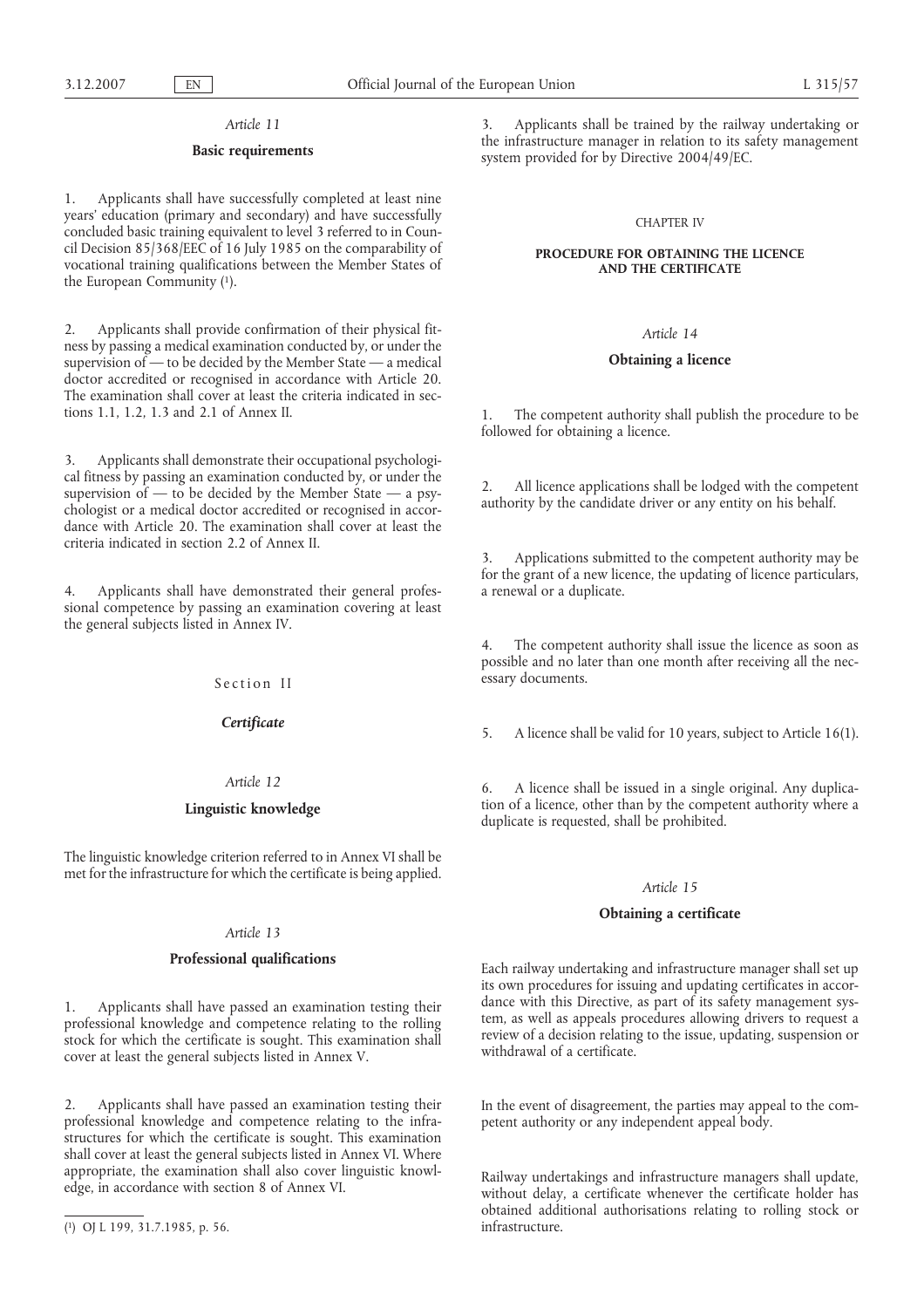### *Article 11*

### Basic requirements

1. Applicants shall have successfully completed at least nine years' education (primary and secondary) and have successfully concluded basic training equivalent to level 3 referred to in Council Decision 85/368/EEC of 16 July 1985 on the comparability of vocational training qualifications between the Member States of the European Community [1].

2. Applicants shall provide confirmation of their physical fitness by passing a medical examination conducted by, or under the supervision of — to be decided by the Member State — a medical doctor accredited or recognised in accordance with Article 20. The examination shall cover at least the criteria indicated in sections 1.1, 1.2, 1.3 and 2.1 of Annex II.

3. Applicants shall demonstrate their occupational psychological fitness by passing an examination conducted by, or under the supervision of — to be decided by the Member State — a psychologist or a medical doctor accredited or recognised in accordance with Article 20. The examination shall cover at least the criteria indicated in section 2.2 of Annex II.

4. Applicants shall have demonstrated their general professional competence by passing an examination covering at least the general subjects listed in Annex IV.

## Section II

## *Certificate*

### *Article 12*

### Linguistic knowledge

The linguistic knowledge criterion referred to in Annex VI shall be met for the infrastructure for which the certificate is being applied.

### *Article 13*

### Professional qualifications

1. Applicants shall have passed an examination testing their professional knowledge and competence relating to the rolling stock for which the certificate is sought. This examination shall cover at least the general subjects listed in Annex V.

2. Applicants shall have passed an examination testing their professional knowledge and competence relating to the infrastructures for which the certificate is sought. This examination shall cover at least the general subjects listed in Annex VI. Where appropriate, the examination shall also cover linguistic knowledge, in accordance with section 8 of Annex VI.

3. Applicants shall be trained by the railway undertaking or the infrastructure manager in relation to its safety management system provided for by Directive 2004/49/EC.

## CHAPTER IV

## PROCEDURE FOR OBTAINING THE LICENCE AND THE CERTIFICATE

### *Article 14*

### Obtaining a licence

1. The competent authority shall publish the procedure to be followed for obtaining a licence.

2. All licence applications shall be lodged with the competent authority by the candidate driver or any entity on his behalf.

3. Applications submitted to the competent authority may be for the grant of a new licence, the updating of licence particulars, a renewal or a duplicate.

4. The competent authority shall issue the licence as soon as possible and no later than one month after receiving all the necessary documents.

5. A licence shall be valid for 10 years, subject to Article 16(1).

6. A licence shall be issued in a single original. Any duplication of a licence, other than by the competent authority where a duplicate is requested, shall be prohibited.

### *Article 15*

### Obtaining a certificate

Each railway undertaking and infrastructure manager shall set up its own procedures for issuing and updating certificates in accordance with this Directive, as part of its safety management system, as well as appeals procedures allowing drivers to request a review of a decision relating to the issue, updating, suspension or withdrawal of a certificate.

In the event of disagreement, the parties may appeal to the competent authority or any independent appeal body.

Railway undertakings and infrastructure managers shall update, without delay, a certificate whenever the certificate holder has obtained additional authorisations relating to rolling stock or infrastructure.

---

[1] OJ L 199, 31.7.1985, p. 56.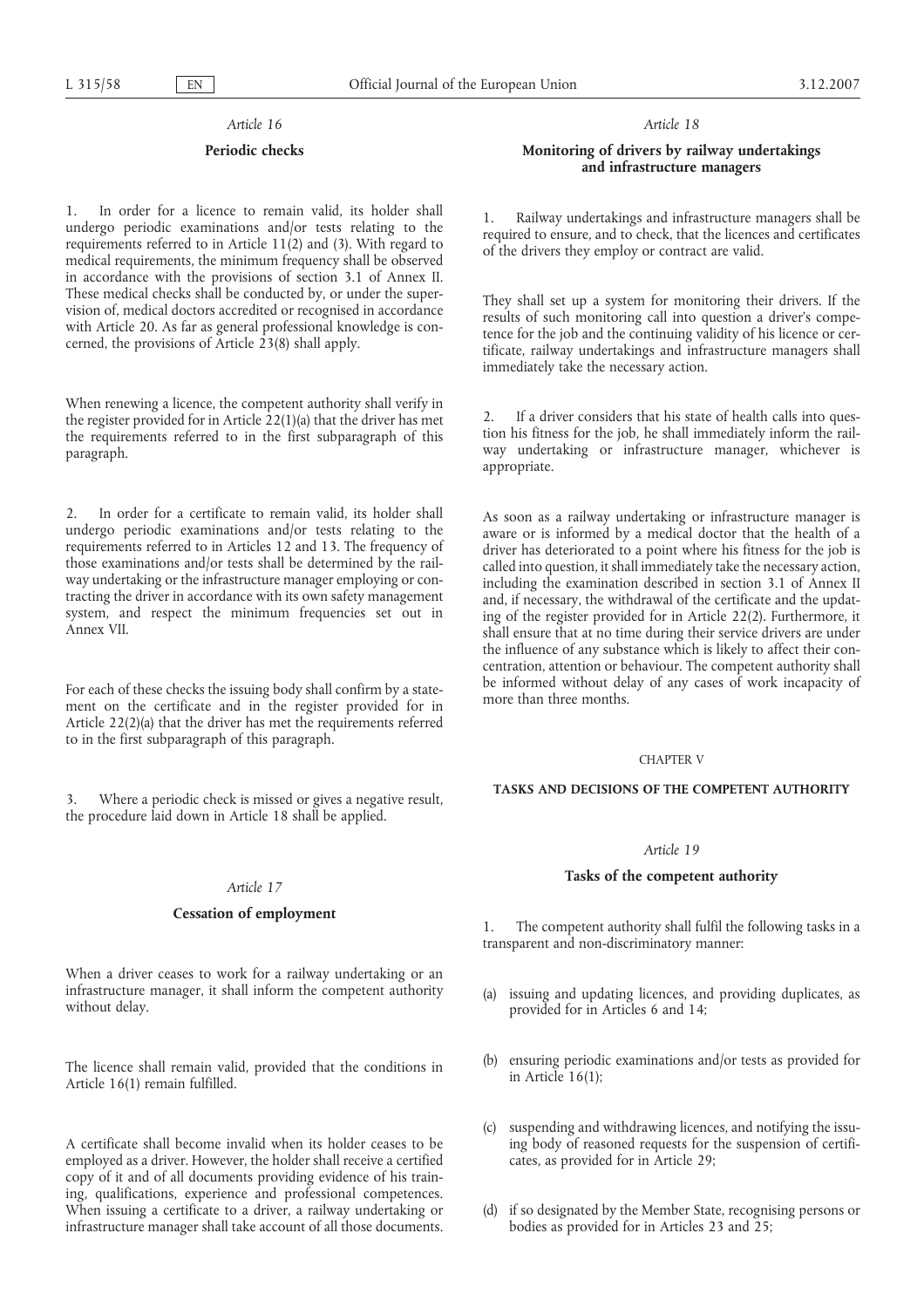*Article 16*

**Periodic checks**

1. In order for a licence to remain valid, its holder shall undergo periodic examinations and/or tests relating to the requirements referred to in Article 11(2) and (3). With regard to medical requirements, the minimum frequency shall be observed in accordance with the provisions of section 3.1 of Annex II. These medical checks shall be conducted by, or under the supervision of, medical doctors accredited or recognised in accordance with Article 20. As far as general professional knowledge is concerned, the provisions of Article 23(8) shall apply.

When renewing a licence, the competent authority shall verify in the register provided for in Article 22(1)(a) that the driver has met the requirements referred to in the first subparagraph of this paragraph.

2. In order for a certificate to remain valid, its holder shall undergo periodic examinations and/or tests relating to the requirements referred to in Articles 12 and 13. The frequency of those examinations and/or tests shall be determined by the railway undertaking or the infrastructure manager employing or contracting the driver in accordance with its own safety management system, and respect the minimum frequencies set out in Annex VII.

For each of these checks the issuing body shall confirm by a statement on the certificate and in the register provided for in Article 22(2)(a) that the driver has met the requirements referred to in the first subparagraph of this paragraph.

3. Where a periodic check is missed or gives a negative result, the procedure laid down in Article 18 shall be applied.

*Article 17*

**Cessation of employment**

When a driver ceases to work for a railway undertaking or an infrastructure manager, it shall inform the competent authority without delay.

The licence shall remain valid, provided that the conditions in Article 16(1) remain fulfilled.

A certificate shall become invalid when its holder ceases to be employed as a driver. However, the holder shall receive a certified copy of it and of all documents providing evidence of his training, qualifications, experience and professional competences. When issuing a certificate to a driver, a railway undertaking or infrastructure manager shall take account of all those documents.

*Article 18*

**Monitoring of drivers by railway undertakings and infrastructure managers**

1. Railway undertakings and infrastructure managers shall be required to ensure, and to check, that the licences and certificates of the drivers they employ or contract are valid.

They shall set up a system for monitoring their drivers. If the results of such monitoring call into question a driver's competence for the job and the continuing validity of his licence or certificate, railway undertakings and infrastructure managers shall immediately take the necessary action.

2. If a driver considers that his state of health calls into question his fitness for the job, he shall immediately inform the railway undertaking or infrastructure manager, whichever is appropriate.

As soon as a railway undertaking or infrastructure manager is aware or is informed by a medical doctor that the health of a driver has deteriorated to a point where his fitness for the job is called into question, it shall immediately take the necessary action, including the examination described in section 3.1 of Annex II and, if necessary, the withdrawal of the certificate and the updating of the register provided for in Article 22(2). Furthermore, it shall ensure that at no time during their service drivers are under the influence of any substance which is likely to affect their concentration, attention or behaviour. The competent authority shall be informed without delay of any cases of work incapacity of more than three months.

CHAPTER V

**TASKS AND DECISIONS OF THE COMPETENT AUTHORITY**

*Article 19*

**Tasks of the competent authority**

1. The competent authority shall fulfil the following tasks in a transparent and non-discriminatory manner:

(a) issuing and updating licences, and providing duplicates, as provided for in Articles 6 and 14;

(b) ensuring periodic examinations and/or tests as provided for in Article 16(1);

(c) suspending and withdrawing licences, and notifying the issuing body of reasoned requests for the suspension of certificates, as provided for in Article 29;

(d) if so designated by the Member State, recognising persons or bodies as provided for in Articles 23 and 25;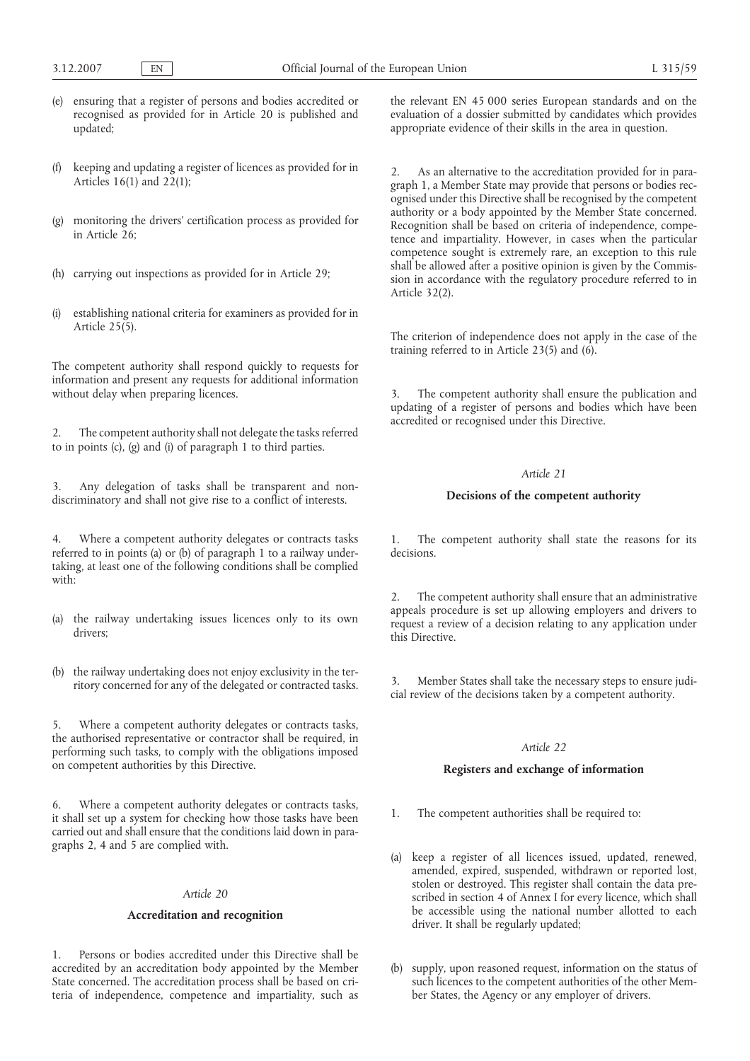(e) ensuring that a register of persons and bodies accredited or recognised as provided for in Article 20 is published and updated;

(f) keeping and updating a register of licences as provided for in Articles 16(1) and 22(1);

(g) monitoring the drivers' certification process as provided for in Article 26;

(h) carrying out inspections as provided for in Article 29;

(i) establishing national criteria for examiners as provided for in Article 25(5).

The competent authority shall respond quickly to requests for information and present any requests for additional information without delay when preparing licences.

2. The competent authority shall not delegate the tasks referred to in points (c), (g) and (i) of paragraph 1 to third parties.

3. Any delegation of tasks shall be transparent and non-discriminatory and shall not give rise to a conflict of interests.

4. Where a competent authority delegates or contracts tasks referred to in points (a) or (b) of paragraph 1 to a railway undertaking, at least one of the following conditions shall be complied with:

(a) the railway undertaking issues licences only to its own drivers;

(b) the railway undertaking does not enjoy exclusivity in the territory concerned for any of the delegated or contracted tasks.

5. Where a competent authority delegates or contracts tasks, the authorised representative or contractor shall be required, in performing such tasks, to comply with the obligations imposed on competent authorities by this Directive.

6. Where a competent authority delegates or contracts tasks, it shall set up a system for checking how those tasks have been carried out and shall ensure that the conditions laid down in paragraphs 2, 4 and 5 are complied with.

*Article 20*

**Accreditation and recognition**

1. Persons or bodies accredited under this Directive shall be accredited by an accreditation body appointed by the Member State concerned. The accreditation process shall be based on criteria of independence, competence and impartiality, such as the relevant EN 45 000 series European standards and on the evaluation of a dossier submitted by candidates which provides appropriate evidence of their skills in the area in question.

2. As an alternative to the accreditation provided for in paragraph 1, a Member State may provide that persons or bodies recognised under this Directive shall be recognised by the competent authority or a body appointed by the Member State concerned. Recognition shall be based on criteria of independence, competence and impartiality. However, in cases when the particular competence sought is extremely rare, an exception to this rule shall be allowed after a positive opinion is given by the Commission in accordance with the regulatory procedure referred to in Article 32(2).

The criterion of independence does not apply in the case of the training referred to in Article 23(5) and (6).

3. The competent authority shall ensure the publication and updating of a register of persons and bodies which have been accredited or recognised under this Directive.

*Article 21*

**Decisions of the competent authority**

1. The competent authority shall state the reasons for its decisions.

2. The competent authority shall ensure that an administrative appeals procedure is set up allowing employers and drivers to request a review of a decision relating to any application under this Directive.

3. Member States shall take the necessary steps to ensure judicial review of the decisions taken by a competent authority.

*Article 22*

**Registers and exchange of information**

1. The competent authorities shall be required to:

(a) keep a register of all licences issued, updated, renewed, amended, expired, suspended, withdrawn or reported lost, stolen or destroyed. This register shall contain the data prescribed in section 4 of Annex I for every licence, which shall be accessible using the national number allotted to each driver. It shall be regularly updated;

(b) supply, upon reasoned request, information on the status of such licences to the competent authorities of the other Member States, the Agency or any employer of drivers.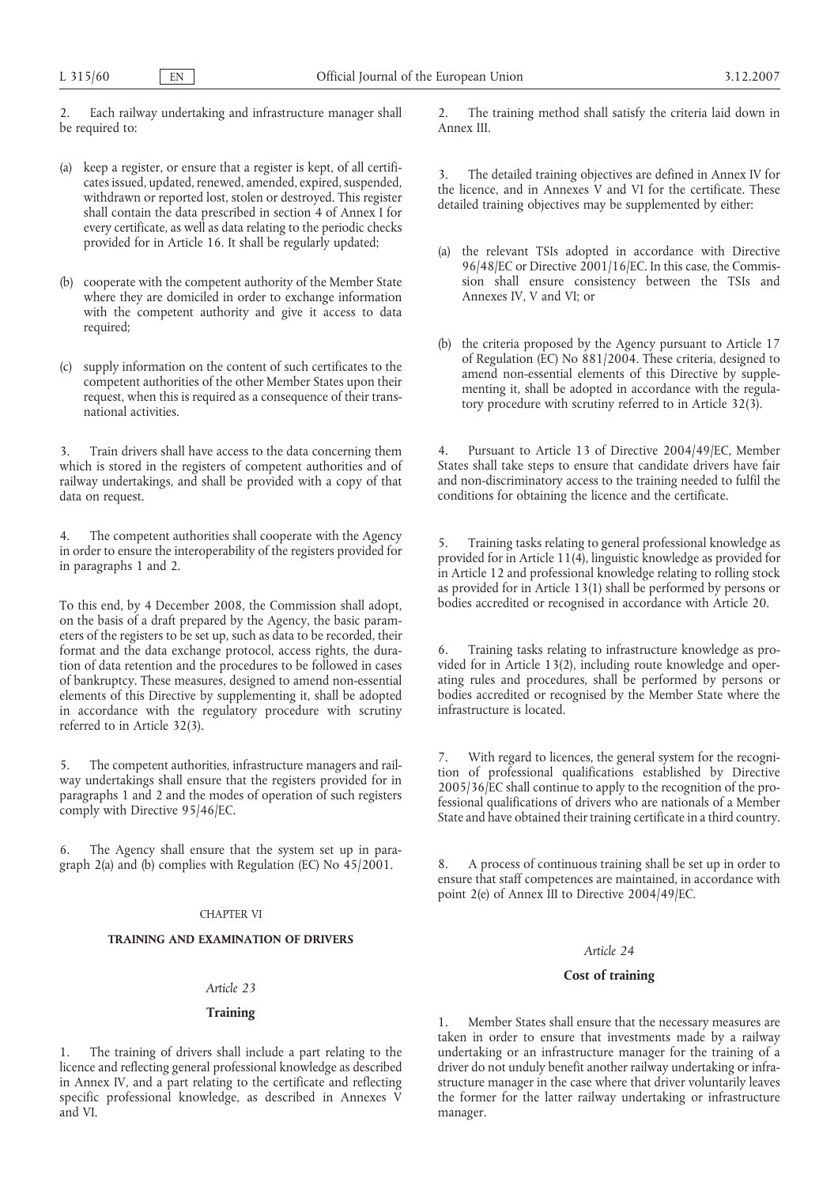2. Each railway undertaking and infrastructure manager shall be required to:

(a) keep a register, or ensure that a register is kept, of all certificates issued, updated, renewed, amended, expired, suspended, withdrawn or reported lost, stolen or destroyed. This register shall contain the data prescribed in section 4 of Annex I for every certificate, as well as data relating to the periodic checks provided for in Article 16. It shall be regularly updated;

(b) cooperate with the competent authority of the Member State where they are domiciled in order to exchange information with the competent authority and give it access to data required;

(c) supply information on the content of such certificates to the competent authorities of the other Member States upon their request, when this is required as a consequence of their transnational activities.

3. Train drivers shall have access to the data concerning them which is stored in the registers of competent authorities and of railway undertakings, and shall be provided with a copy of that data on request.

4. The competent authorities shall cooperate with the Agency in order to ensure the interoperability of the registers provided for in paragraphs 1 and 2.

To this end, by 4 December 2008, the Commission shall adopt, on the basis of a draft prepared by the Agency, the basic parameters of the registers to be set up, such as data to be recorded, their format and the data exchange protocol, access rights, the duration of data retention and the procedures to be followed in cases of bankruptcy. These measures, designed to amend non-essential elements of this Directive by supplementing it, shall be adopted in accordance with the regulatory procedure with scrutiny referred to in Article 32(3).

5. The competent authorities, infrastructure managers and railway undertakings shall ensure that the registers provided for in paragraphs 1 and 2 and the modes of operation of such registers comply with Directive 95/46/EC.

6. The Agency shall ensure that the system set up in paragraph 2(a) and (b) complies with Regulation (EC) No 45/2001.

## CHAPTER VI

## TRAINING AND EXAMINATION OF DRIVERS

### *Article 23*

### Training

1. The training of drivers shall include a part relating to the licence and reflecting general professional knowledge as described in Annex IV, and a part relating to the certificate and reflecting specific professional knowledge, as described in Annexes V and VI.

2. The training method shall satisfy the criteria laid down in Annex III.

3. The detailed training objectives are defined in Annex IV for the licence, and in Annexes V and VI for the certificate. These detailed training objectives may be supplemented by either:

(a) the relevant TSIs adopted in accordance with Directive 96/48/EC or Directive 2001/16/EC. In this case, the Commission shall ensure consistency between the TSIs and Annexes IV, V and VI; or

(b) the criteria proposed by the Agency pursuant to Article 17 of Regulation (EC) No 881/2004. These criteria, designed to amend non-essential elements of this Directive by supplementing it, shall be adopted in accordance with the regulatory procedure with scrutiny referred to in Article 32(3).

4. Pursuant to Article 13 of Directive 2004/49/EC, Member States shall take steps to ensure that candidate drivers have fair and non-discriminatory access to the training needed to fulfil the conditions for obtaining the licence and the certificate.

5. Training tasks relating to general professional knowledge as provided for in Article 11(4), linguistic knowledge as provided for in Article 12 and professional knowledge relating to rolling stock as provided for in Article 13(1) shall be performed by persons or bodies accredited or recognised in accordance with Article 20.

6. Training tasks relating to infrastructure knowledge as provided for in Article 13(2), including route knowledge and operating rules and procedures, shall be performed by persons or bodies accredited or recognised by the Member State where the infrastructure is located.

7. With regard to licences, the general system for the recognition of professional qualifications established by Directive 2005/36/EC shall continue to apply to the recognition of the professional qualifications of drivers who are nationals of a Member State and have obtained their training certificate in a third country.

8. A process of continuous training shall be set up in order to ensure that staff competences are maintained, in accordance with point 2(e) of Annex III to Directive 2004/49/EC.

### *Article 24*

### Cost of training

1. Member States shall ensure that the necessary measures are taken in order to ensure that investments made by a railway undertaking or an infrastructure manager for the training of a driver do not unduly benefit another railway undertaking or infrastructure manager in the case where that driver voluntarily leaves the former for the latter railway undertaking or infrastructure manager.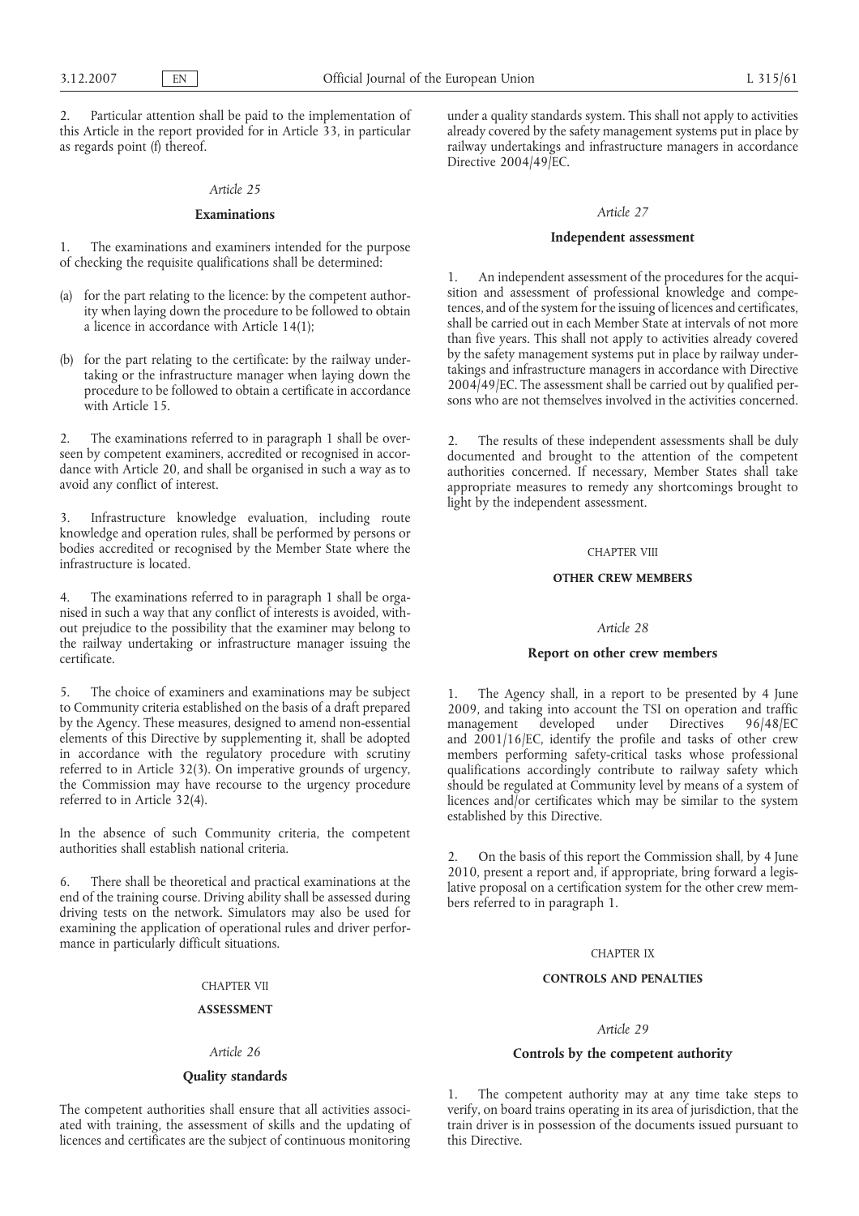2. Particular attention shall be paid to the implementation of this Article in the report provided for in Article 33, in particular as regards point (f) thereof.

*Article 25*

**Examinations**

1. The examinations and examiners intended for the purpose of checking the requisite qualifications shall be determined:

(a) for the part relating to the licence: by the competent authority when laying down the procedure to be followed to obtain a licence in accordance with Article 14(1);

(b) for the part relating to the certificate: by the railway undertaking or the infrastructure manager when laying down the procedure to be followed to obtain a certificate in accordance with Article 15.

2. The examinations referred to in paragraph 1 shall be overseen by competent examiners, accredited or recognised in accordance with Article 20, and shall be organised in such a way as to avoid any conflict of interest.

3. Infrastructure knowledge evaluation, including route knowledge and operation rules, shall be performed by persons or bodies accredited or recognised by the Member State where the infrastructure is located.

4. The examinations referred to in paragraph 1 shall be organised in such a way that any conflict of interests is avoided, without prejudice to the possibility that the examiner may belong to the railway undertaking or infrastructure manager issuing the certificate.

5. The choice of examiners and examinations may be subject to Community criteria established on the basis of a draft prepared by the Agency. These measures, designed to amend non-essential elements of this Directive by supplementing it, shall be adopted in accordance with the regulatory procedure with scrutiny referred to in Article 32(3). On imperative grounds of urgency, the Commission may have recourse to the urgency procedure referred to in Article 32(4).

In the absence of such Community criteria, the competent authorities shall establish national criteria.

6. There shall be theoretical and practical examinations at the end of the training course. Driving ability shall be assessed during driving tests on the network. Simulators may also be used for examining the application of operational rules and driver performance in particularly difficult situations.

CHAPTER VII

**ASSESSMENT**

*Article 26*

**Quality standards**

The competent authorities shall ensure that all activities associated with training, the assessment of skills and the updating of licences and certificates are the subject of continuous monitoring under a quality standards system. This shall not apply to activities already covered by the safety management systems put in place by railway undertakings and infrastructure managers in accordance Directive 2004/49/EC.

*Article 27*

**Independent assessment**

1. An independent assessment of the procedures for the acquisition and assessment of professional knowledge and competences, and of the system for the issuing of licences and certificates, shall be carried out in each Member State at intervals of not more than five years. This shall not apply to activities already covered by the safety management systems put in place by railway undertakings and infrastructure managers in accordance with Directive 2004/49/EC. The assessment shall be carried out by qualified persons who are not themselves involved in the activities concerned.

2. The results of these independent assessments shall be duly documented and brought to the attention of the competent authorities concerned. If necessary, Member States shall take appropriate measures to remedy any shortcomings brought to light by the independent assessment.

CHAPTER VIII

**OTHER CREW MEMBERS**

*Article 28*

**Report on other crew members**

1. The Agency shall, in a report to be presented by 4 June 2009, and taking into account the TSI on operation and traffic management developed under Directives 96/48/EC and 2001/16/EC, identify the profile and tasks of other crew members performing safety-critical tasks whose professional qualifications accordingly contribute to railway safety which should be regulated at Community level by means of a system of licences and/or certificates which may be similar to the system established by this Directive.

2. On the basis of this report the Commission shall, by 4 June 2010, present a report and, if appropriate, bring forward a legislative proposal on a certification system for the other crew members referred to in paragraph 1.

CHAPTER IX

**CONTROLS AND PENALTIES**

*Article 29*

**Controls by the competent authority**

1. The competent authority may at any time take steps to verify, on board trains operating in its area of jurisdiction, that the train driver is in possession of the documents issued pursuant to this Directive.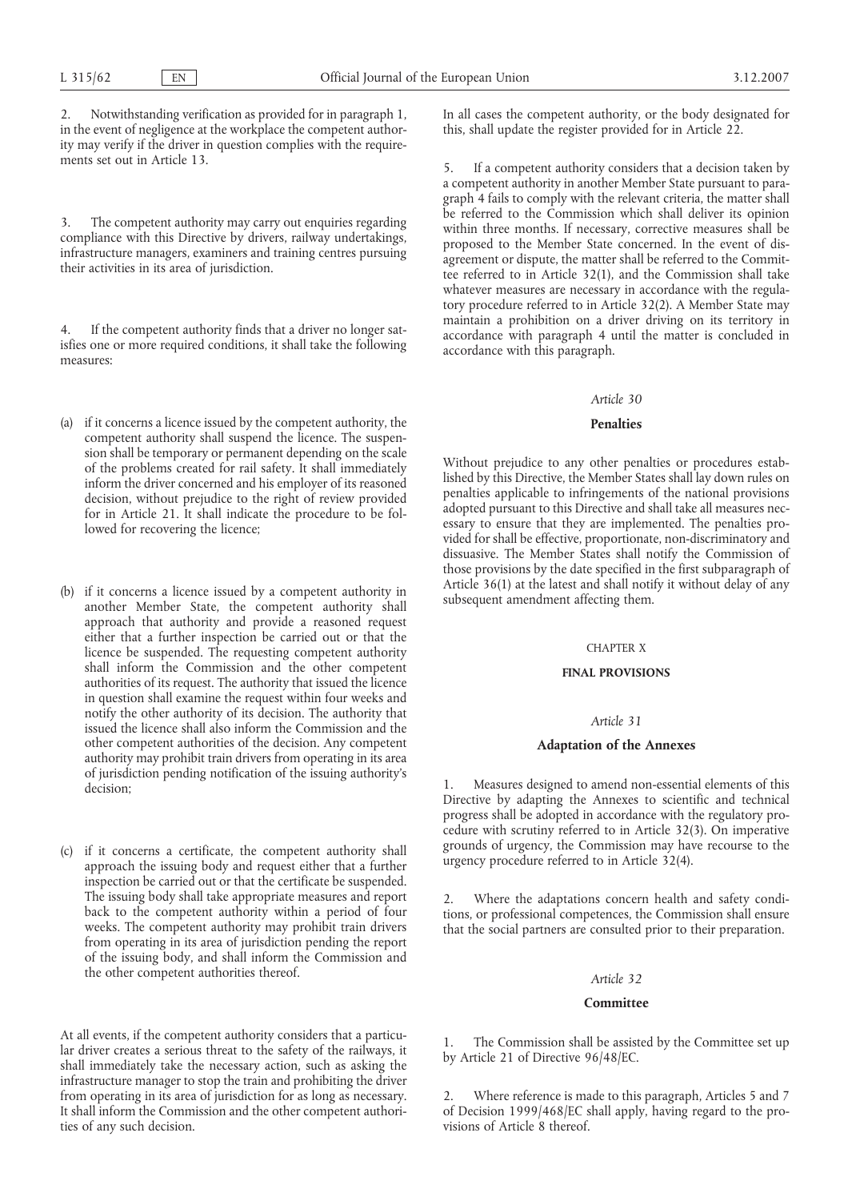2. Notwithstanding verification as provided for in paragraph 1, in the event of negligence at the workplace the competent authority may verify if the driver in question complies with the requirements set out in Article 13.

3. The competent authority may carry out enquiries regarding compliance with this Directive by drivers, railway undertakings, infrastructure managers, examiners and training centres pursuing their activities in its area of jurisdiction.

4. If the competent authority finds that a driver no longer satisfies one or more required conditions, it shall take the following measures:

(a) if it concerns a licence issued by the competent authority, the competent authority shall suspend the licence. The suspension shall be temporary or permanent depending on the scale of the problems created for rail safety. It shall immediately inform the driver concerned and his employer of its reasoned decision, without prejudice to the right of review provided for in Article 21. It shall indicate the procedure to be followed for recovering the licence;

(b) if it concerns a licence issued by a competent authority in another Member State, the competent authority shall approach that authority and provide a reasoned request either that a further inspection be carried out or that the licence be suspended. The requesting competent authority shall inform the Commission and the other competent authorities of its request. The authority that issued the licence in question shall examine the request within four weeks and notify the other authority of its decision. The authority that issued the licence shall also inform the Commission and the other competent authorities of the decision. Any competent authority may prohibit train drivers from operating in its area of jurisdiction pending notification of the issuing authority's decision;

(c) if it concerns a certificate, the competent authority shall approach the issuing body and request either that a further inspection be carried out or that the certificate be suspended. The issuing body shall take appropriate measures and report back to the competent authority within a period of four weeks. The competent authority may prohibit train drivers from operating in its area of jurisdiction pending the report of the issuing body, and shall inform the Commission and the other competent authorities thereof.

At all events, if the competent authority considers that a particular driver creates a serious threat to the safety of the railways, it shall immediately take the necessary action, such as asking the infrastructure manager to stop the train and prohibiting the driver from operating in its area of jurisdiction for as long as necessary. It shall inform the Commission and the other competent authorities of any such decision.

In all cases the competent authority, or the body designated for this, shall update the register provided for in Article 22.

5. If a competent authority considers that a decision taken by a competent authority in another Member State pursuant to paragraph 4 fails to comply with the relevant criteria, the matter shall be referred to the Commission which shall deliver its opinion within three months. If necessary, corrective measures shall be proposed to the Member State concerned. In the event of disagreement or dispute, the matter shall be referred to the Committee referred to in Article 32(1), and the Commission shall take whatever measures are necessary in accordance with the regulatory procedure referred to in Article 32(2). A Member State may maintain a prohibition on a driver driving on its territory in accordance with paragraph 4 until the matter is concluded in accordance with this paragraph.

*Article 30*

**Penalties**

Without prejudice to any other penalties or procedures established by this Directive, the Member States shall lay down rules on penalties applicable to infringements of the national provisions adopted pursuant to this Directive and shall take all measures necessary to ensure that they are implemented. The penalties provided for shall be effective, proportionate, non-discriminatory and dissuasive. The Member States shall notify the Commission of those provisions by the date specified in the first subparagraph of Article 36(1) at the latest and shall notify it without delay of any subsequent amendment affecting them.

## CHAPTER X

## FINAL PROVISIONS

*Article 31*

**Adaptation of the Annexes**

1. Measures designed to amend non-essential elements of this Directive by adapting the Annexes to scientific and technical progress shall be adopted in accordance with the regulatory procedure with scrutiny referred to in Article 32(3). On imperative grounds of urgency, the Commission may have recourse to the urgency procedure referred to in Article 32(4).

2. Where the adaptations concern health and safety conditions, or professional competences, the Commission shall ensure that the social partners are consulted prior to their preparation.

*Article 32*

**Committee**

1. The Commission shall be assisted by the Committee set up by Article 21 of Directive 96/48/EC.

2. Where reference is made to this paragraph, Articles 5 and 7 of Decision 1999/468/EC shall apply, having regard to the provisions of Article 8 thereof.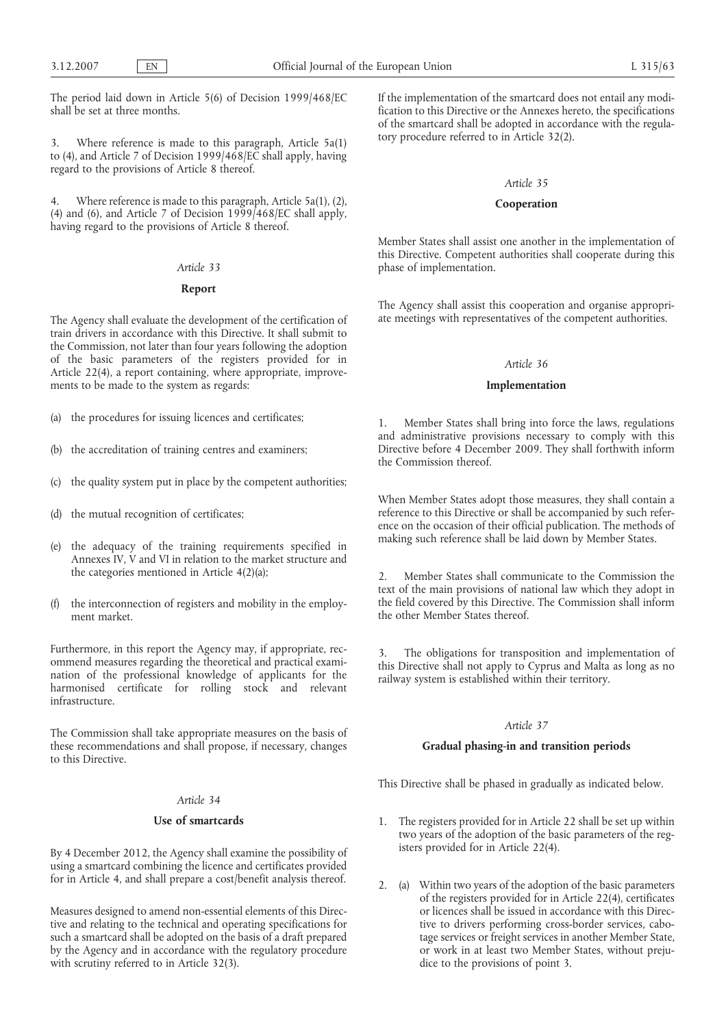The period laid down in Article 5(6) of Decision 1999/468/EC shall be set at three months.

3. Where reference is made to this paragraph, Article 5a(1) to (4), and Article 7 of Decision 1999/468/EC shall apply, having regard to the provisions of Article 8 thereof.

4. Where reference is made to this paragraph, Article 5a(1), (2), (4) and (6), and Article 7 of Decision 1999/468/EC shall apply, having regard to the provisions of Article 8 thereof.

*Article 33*

**Report**

The Agency shall evaluate the development of the certification of train drivers in accordance with this Directive. It shall submit to the Commission, not later than four years following the adoption of the basic parameters of the registers provided for in Article 22(4), a report containing, where appropriate, improvements to be made to the system as regards:

(a) the procedures for issuing licences and certificates;

(b) the accreditation of training centres and examiners;

(c) the quality system put in place by the competent authorities;

(d) the mutual recognition of certificates;

(e) the adequacy of the training requirements specified in Annexes IV, V and VI in relation to the market structure and the categories mentioned in Article 4(2)(a);

(f) the interconnection of registers and mobility in the employment market.

Furthermore, in this report the Agency may, if appropriate, recommend measures regarding the theoretical and practical examination of the professional knowledge of applicants for the harmonised certificate for rolling stock and relevant infrastructure.

The Commission shall take appropriate measures on the basis of these recommendations and shall propose, if necessary, changes to this Directive.

*Article 34*

**Use of smartcards**

By 4 December 2012, the Agency shall examine the possibility of using a smartcard combining the licence and certificates provided for in Article 4, and shall prepare a cost/benefit analysis thereof.

Measures designed to amend non-essential elements of this Directive and relating to the technical and operating specifications for such a smartcard shall be adopted on the basis of a draft prepared by the Agency and in accordance with the regulatory procedure with scrutiny referred to in Article 32(3).

If the implementation of the smartcard does not entail any modification to this Directive or the Annexes hereto, the specifications of the smartcard shall be adopted in accordance with the regulatory procedure referred to in Article 32(2).

*Article 35*

**Cooperation**

Member States shall assist one another in the implementation of this Directive. Competent authorities shall cooperate during this phase of implementation.

The Agency shall assist this cooperation and organise appropriate meetings with representatives of the competent authorities.

*Article 36*

**Implementation**

1. Member States shall bring into force the laws, regulations and administrative provisions necessary to comply with this Directive before 4 December 2009. They shall forthwith inform the Commission thereof.

When Member States adopt those measures, they shall contain a reference to this Directive or shall be accompanied by such reference on the occasion of their official publication. The methods of making such reference shall be laid down by Member States.

2. Member States shall communicate to the Commission the text of the main provisions of national law which they adopt in the field covered by this Directive. The Commission shall inform the other Member States thereof.

3. The obligations for transposition and implementation of this Directive shall not apply to Cyprus and Malta as long as no railway system is established within their territory.

*Article 37*

**Gradual phasing-in and transition periods**

This Directive shall be phased in gradually as indicated below.

1. The registers provided for in Article 22 shall be set up within two years of the adoption of the basic parameters of the registers provided for in Article 22(4).

2. (a) Within two years of the adoption of the basic parameters of the registers provided for in Article 22(4), certificates or licences shall be issued in accordance with this Directive to drivers performing cross-border services, cabotage services or freight services in another Member State, or work in at least two Member States, without prejudice to the provisions of point 3.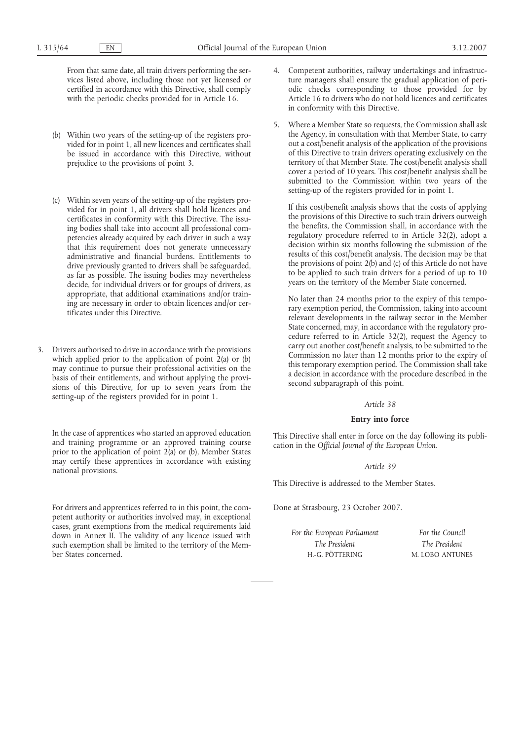From that same date, all train drivers performing the services listed above, including those not yet licensed or certified in accordance with this Directive, shall comply with the periodic checks provided for in Article 16.

(b) Within two years of the setting-up of the registers provided for in point 1, all new licences and certificates shall be issued in accordance with this Directive, without prejudice to the provisions of point 3.

(c) Within seven years of the setting-up of the registers provided for in point 1, all drivers shall hold licences and certificates in conformity with this Directive. The issuing bodies shall take into account all professional competencies already acquired by each driver in such a way that this requirement does not generate unnecessary administrative and financial burdens. Entitlements to drive previously granted to drivers shall be safeguarded, as far as possible. The issuing bodies may nevertheless decide, for individual drivers or for groups of drivers, as appropriate, that additional examinations and/or training are necessary in order to obtain licences and/or certificates under this Directive.

3. Drivers authorised to drive in accordance with the provisions which applied prior to the application of point 2(a) or (b) may continue to pursue their professional activities on the basis of their entitlements, and without applying the provisions of this Directive, for up to seven years from the setting-up of the registers provided for in point 1.

In the case of apprentices who started an approved education and training programme or an approved training course prior to the application of point 2(a) or (b), Member States may certify these apprentices in accordance with existing national provisions.

For drivers and apprentices referred to in this point, the competent authority or authorities involved may, in exceptional cases, grant exemptions from the medical requirements laid down in Annex II. The validity of any licence issued with such exemption shall be limited to the territory of the Member States concerned.

4. Competent authorities, railway undertakings and infrastructure managers shall ensure the gradual application of periodic checks corresponding to those provided for by Article 16 to drivers who do not hold licences and certificates in conformity with this Directive.

5. Where a Member State so requests, the Commission shall ask the Agency, in consultation with that Member State, to carry out a cost/benefit analysis of the application of the provisions of this Directive to train drivers operating exclusively on the territory of that Member State. The cost/benefit analysis shall cover a period of 10 years. This cost/benefit analysis shall be submitted to the Commission within two years of the setting-up of the registers provided for in point 1.

If this cost/benefit analysis shows that the costs of applying the provisions of this Directive to such train drivers outweigh the benefits, the Commission shall, in accordance with the regulatory procedure referred to in Article 32(2), adopt a decision within six months following the submission of the results of this cost/benefit analysis. The decision may be that the provisions of point 2(b) and (c) of this Article do not have to be applied to such train drivers for a period of up to 10 years on the territory of the Member State concerned.

No later than 24 months prior to the expiry of this temporary exemption period, the Commission, taking into account relevant developments in the railway sector in the Member State concerned, may, in accordance with the regulatory procedure referred to in Article 32(2), request the Agency to carry out another cost/benefit analysis, to be submitted to the Commission no later than 12 months prior to the expiry of this temporary exemption period. The Commission shall take a decision in accordance with the procedure described in the second subparagraph of this point.

*Article 38*

**Entry into force**

This Directive shall enter in force on the day following its publication in the *Official Journal of the European Union*.

*Article 39*

This Directive is addressed to the Member States.

Done at Strasbourg, 23 October 2007.

| *For the European Parliament* | *For the Council* |
|---|---|
| *The President* | *The President* |
| H.-G. PÖTTERING | M. LOBO ANTUNES |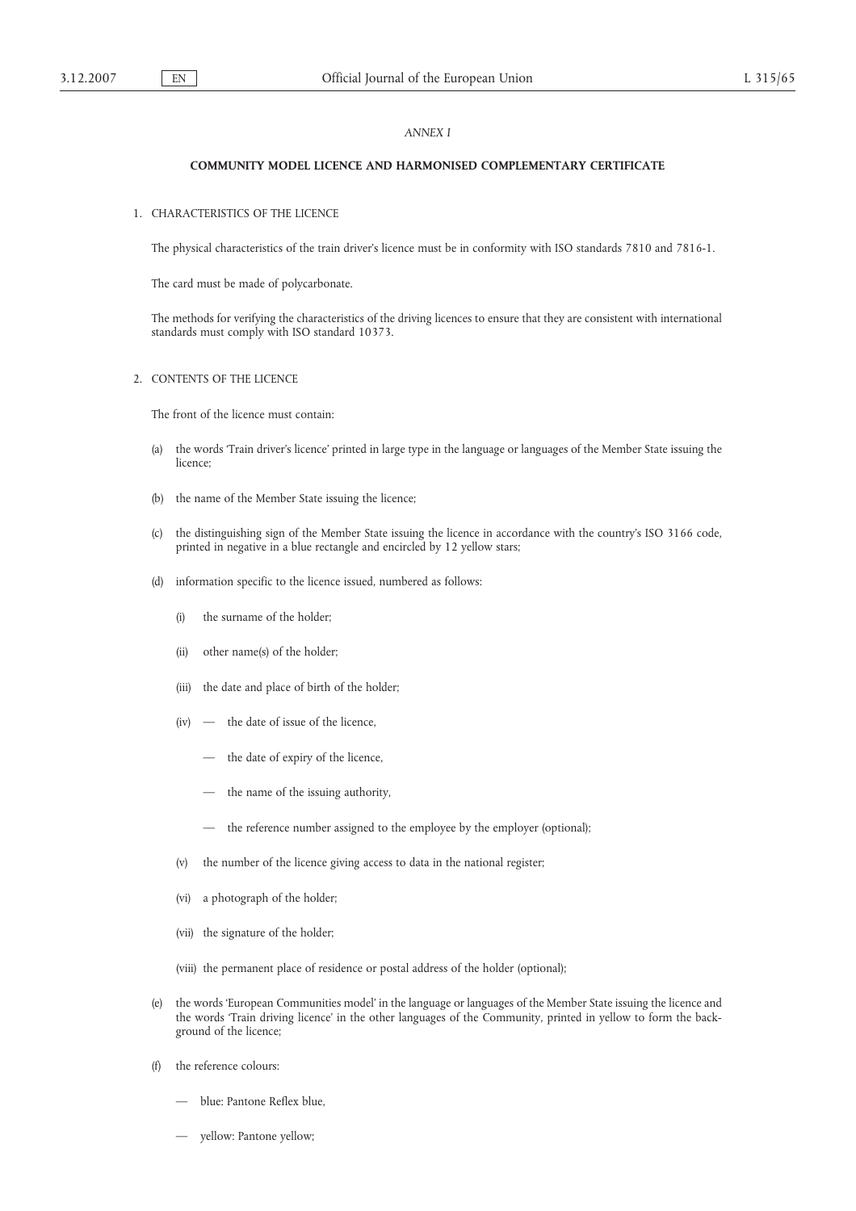*ANNEX I*

## COMMUNITY MODEL LICENCE AND HARMONISED COMPLEMENTARY CERTIFICATE

### 1. CHARACTERISTICS OF THE LICENCE

The physical characteristics of the train driver's licence must be in conformity with ISO standards 7810 and 7816-1.

The card must be made of polycarbonate.

The methods for verifying the characteristics of the driving licences to ensure that they are consistent with international standards must comply with ISO standard 10373.

### 2. CONTENTS OF THE LICENCE

The front of the licence must contain:

(a) the words 'Train driver's licence' printed in large type in the language or languages of the Member State issuing the licence;

(b) the name of the Member State issuing the licence;

(c) the distinguishing sign of the Member State issuing the licence in accordance with the country's ISO 3166 code, printed in negative in a blue rectangle and encircled by 12 yellow stars;

(d) information specific to the licence issued, numbered as follows:

   (i) the surname of the holder;

   (ii) other name(s) of the holder;

   (iii) the date and place of birth of the holder;

   (iv) — the date of issue of the licence,

   — the date of expiry of the licence,

   — the name of the issuing authority,

   — the reference number assigned to the employee by the employer (optional);

   (v) the number of the licence giving access to data in the national register;

   (vi) a photograph of the holder;

   (vii) the signature of the holder;

   (viii) the permanent place of residence or postal address of the holder (optional);

(e) the words 'European Communities model' in the language or languages of the Member State issuing the licence and the words 'Train driving licence' in the other languages of the Community, printed in yellow to form the background of the licence;

(f) the reference colours:

   — blue: Pantone Reflex blue,

   — yellow: Pantone yellow;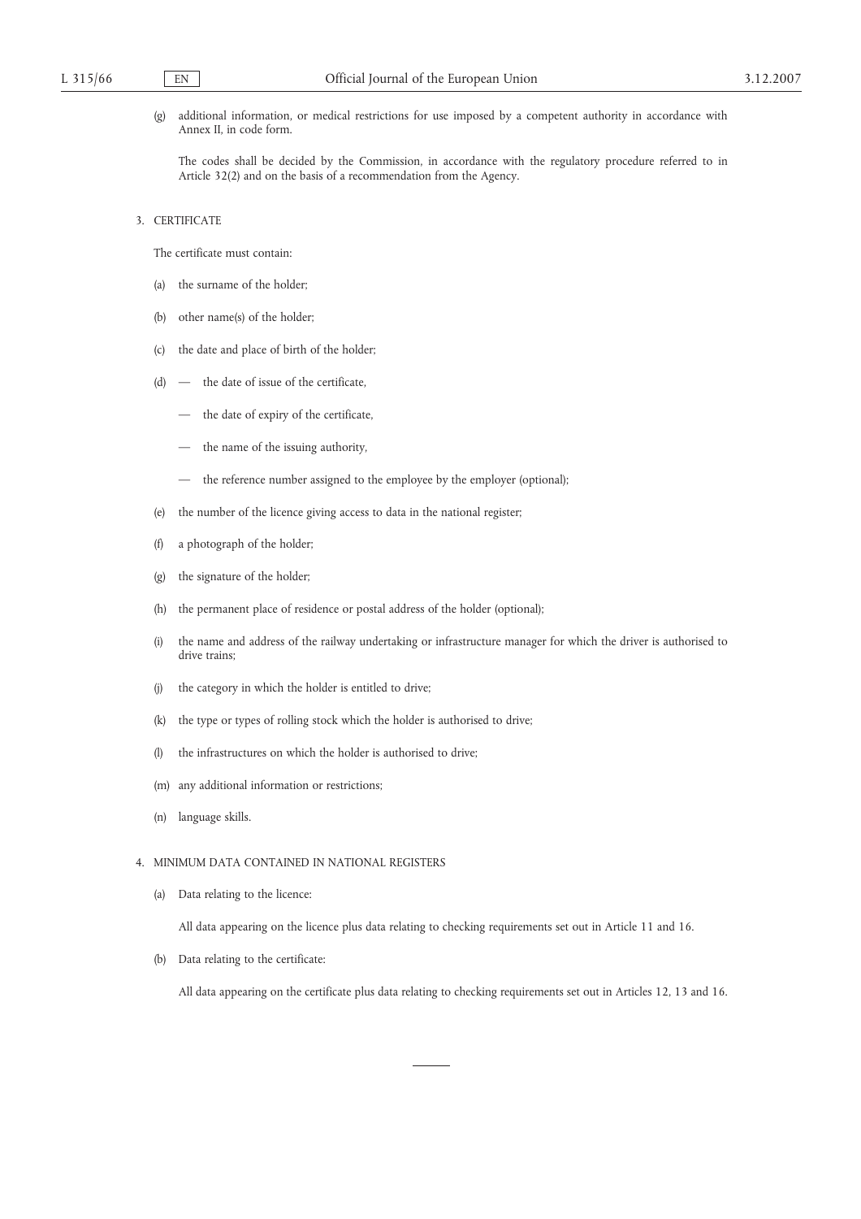(g) additional information, or medical restrictions for use imposed by a competent authority in accordance with Annex II, in code form.

The codes shall be decided by the Commission, in accordance with the regulatory procedure referred to in Article 32(2) and on the basis of a recommendation from the Agency.

3. CERTIFICATE

The certificate must contain:

(a) the surname of the holder;

(b) other name(s) of the holder;

(c) the date and place of birth of the holder;

(d) — the date of issue of the certificate,

— the date of expiry of the certificate,

— the name of the issuing authority,

— the reference number assigned to the employee by the employer (optional);

(e) the number of the licence giving access to data in the national register;

(f) a photograph of the holder;

(g) the signature of the holder;

(h) the permanent place of residence or postal address of the holder (optional);

(i) the name and address of the railway undertaking or infrastructure manager for which the driver is authorised to drive trains;

(j) the category in which the holder is entitled to drive;

(k) the type or types of rolling stock which the holder is authorised to drive;

(l) the infrastructures on which the holder is authorised to drive;

(m) any additional information or restrictions;

(n) language skills.

4. MINIMUM DATA CONTAINED IN NATIONAL REGISTERS

(a) Data relating to the licence:

All data appearing on the licence plus data relating to checking requirements set out in Article 11 and 16.

(b) Data relating to the certificate:

All data appearing on the certificate plus data relating to checking requirements set out in Articles 12, 13 and 16.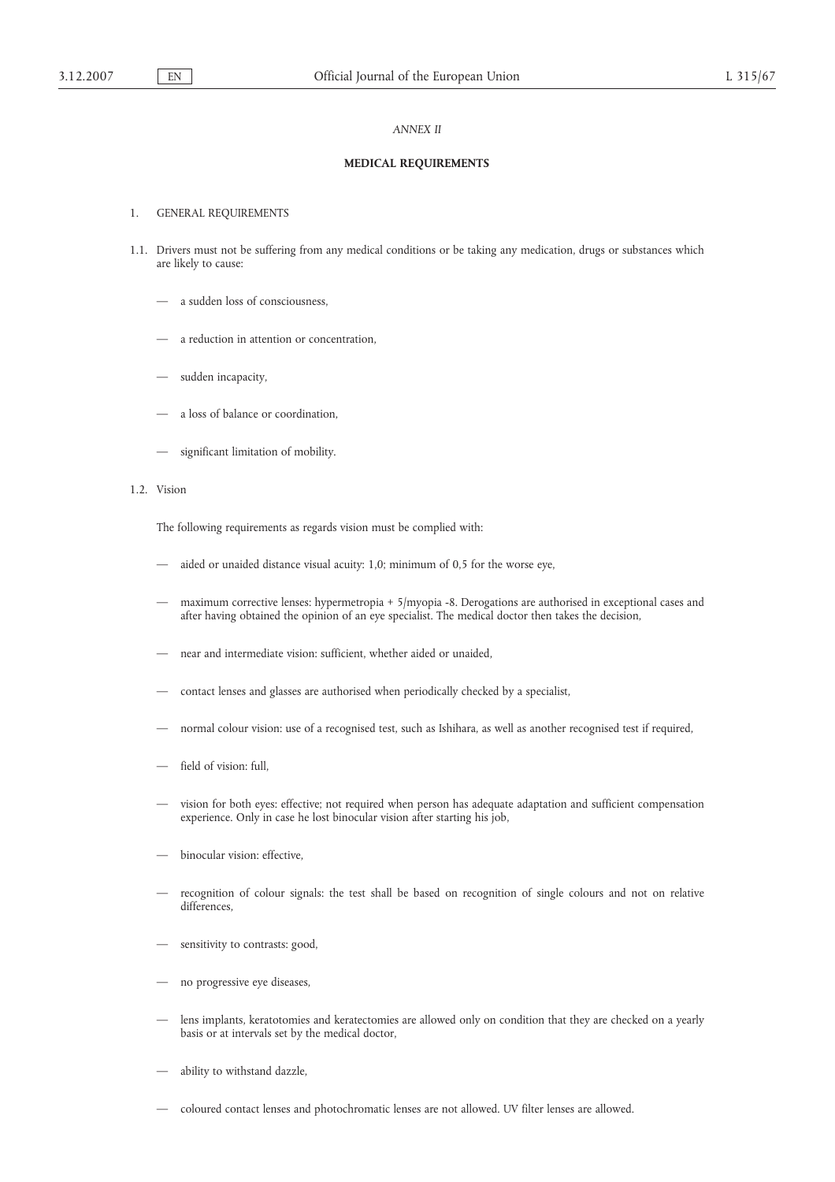*ANNEX II*

**MEDICAL REQUIREMENTS**

1. GENERAL REQUIREMENTS

1.1. Drivers must not be suffering from any medical conditions or be taking any medication, drugs or substances which are likely to cause:

- a sudden loss of consciousness,
- a reduction in attention or concentration,
- sudden incapacity,
- a loss of balance or coordination,
- significant limitation of mobility.

1.2. Vision

The following requirements as regards vision must be complied with:

- aided or unaided distance visual acuity: 1,0; minimum of 0,5 for the worse eye,
- maximum corrective lenses: hypermetropia + 5/myopia -8. Derogations are authorised in exceptional cases and after having obtained the opinion of an eye specialist. The medical doctor then takes the decision,
- near and intermediate vision: sufficient, whether aided or unaided,
- contact lenses and glasses are authorised when periodically checked by a specialist,
- normal colour vision: use of a recognised test, such as Ishihara, as well as another recognised test if required,
- field of vision: full,
- vision for both eyes: effective; not required when person has adequate adaptation and sufficient compensation experience. Only in case he lost binocular vision after starting his job,
- binocular vision: effective,
- recognition of colour signals: the test shall be based on recognition of single colours and not on relative differences,
- sensitivity to contrasts: good,
- no progressive eye diseases,
- lens implants, keratotomies and keratectomies are allowed only on condition that they are checked on a yearly basis or at intervals set by the medical doctor,
- ability to withstand dazzle,
- coloured contact lenses and photochromatic lenses are not allowed. UV filter lenses are allowed.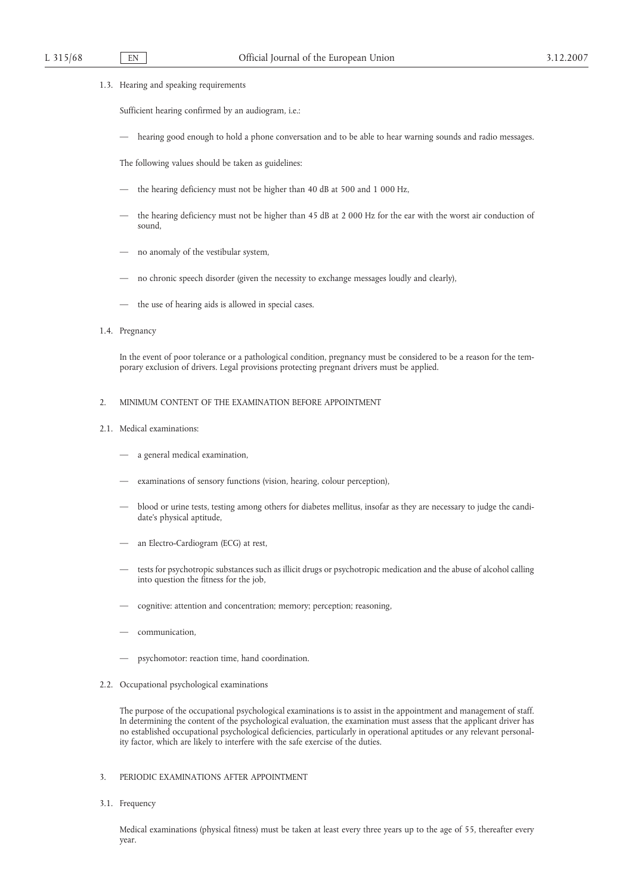1.3. Hearing and speaking requirements

Sufficient hearing confirmed by an audiogram, i.e.:

— hearing good enough to hold a phone conversation and to be able to hear warning sounds and radio messages.

The following values should be taken as guidelines:

— the hearing deficiency must not be higher than 40 dB at 500 and 1 000 Hz,

— the hearing deficiency must not be higher than 45 dB at 2 000 Hz for the ear with the worst air conduction of sound,

— no anomaly of the vestibular system,

— no chronic speech disorder (given the necessity to exchange messages loudly and clearly),

— the use of hearing aids is allowed in special cases.

1.4. Pregnancy

In the event of poor tolerance or a pathological condition, pregnancy must be considered to be a reason for the temporary exclusion of drivers. Legal provisions protecting pregnant drivers must be applied.

2. MINIMUM CONTENT OF THE EXAMINATION BEFORE APPOINTMENT

2.1. Medical examinations:

— a general medical examination,

— examinations of sensory functions (vision, hearing, colour perception),

— blood or urine tests, testing among others for diabetes mellitus, insofar as they are necessary to judge the candidate's physical aptitude,

— an Electro-Cardiogram (ECG) at rest,

— tests for psychotropic substances such as illicit drugs or psychotropic medication and the abuse of alcohol calling into question the fitness for the job,

— cognitive: attention and concentration; memory; perception; reasoning,

— communication,

— psychomotor: reaction time, hand coordination.

2.2. Occupational psychological examinations

The purpose of the occupational psychological examinations is to assist in the appointment and management of staff. In determining the content of the psychological evaluation, the examination must assess that the applicant driver has no established occupational psychological deficiencies, particularly in operational aptitudes or any relevant personality factor, which are likely to interfere with the safe exercise of the duties.

3. PERIODIC EXAMINATIONS AFTER APPOINTMENT

3.1. Frequency

Medical examinations (physical fitness) must be taken at least every three years up to the age of 55, thereafter every year.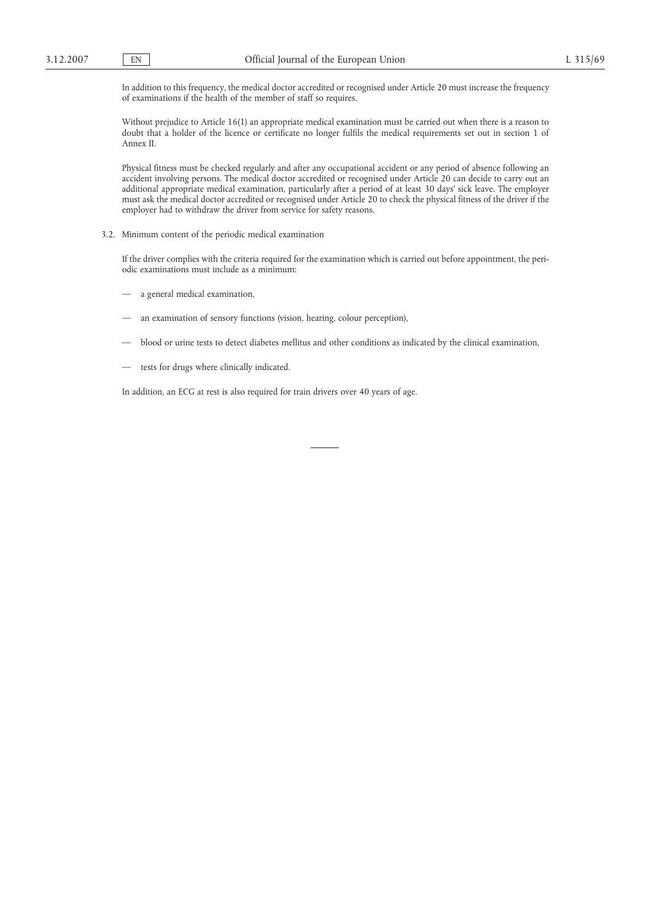In addition to this frequency, the medical doctor accredited or recognised under Article 20 must increase the frequency of examinations if the health of the member of staff so requires.

Without prejudice to Article 16(1) an appropriate medical examination must be carried out when there is a reason to doubt that a holder of the licence or certificate no longer fulfils the medical requirements set out in section 1 of Annex II.

Physical fitness must be checked regularly and after any occupational accident or any period of absence following an accident involving persons. The medical doctor accredited or recognised under Article 20 can decide to carry out an additional appropriate medical examination, particularly after a period of at least 30 days' sick leave. The employer must ask the medical doctor accredited or recognised under Article 20 to check the physical fitness of the driver if the employer had to withdraw the driver from service for safety reasons.

3.2. Minimum content of the periodic medical examination

If the driver complies with the criteria required for the examination which is carried out before appointment, the periodic examinations must include as a minimum:

— a general medical examination,

— an examination of sensory functions (vision, hearing, colour perception),

— blood or urine tests to detect diabetes mellitus and other conditions as indicated by the clinical examination,

— tests for drugs where clinically indicated.

In addition, an ECG at rest is also required for train drivers over 40 years of age.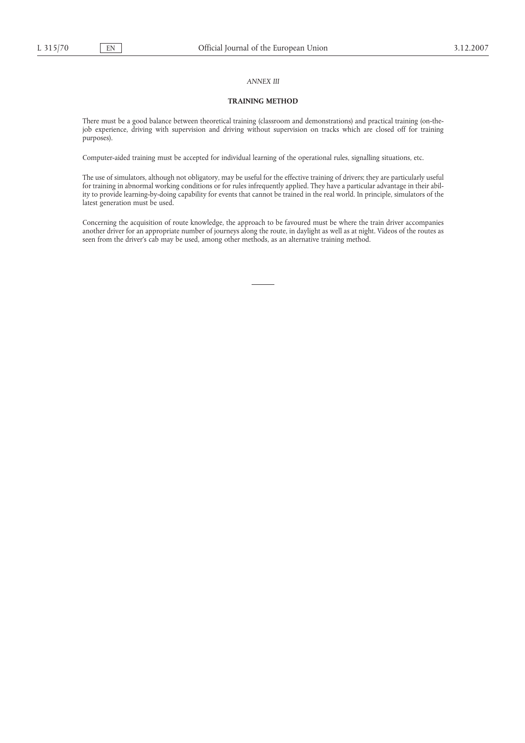*ANNEX III*

**TRAINING METHOD**

There must be a good balance between theoretical training (classroom and demonstrations) and practical training (on-the-job experience, driving with supervision and driving without supervision on tracks which are closed off for training purposes).

Computer-aided training must be accepted for individual learning of the operational rules, signalling situations, etc.

The use of simulators, although not obligatory, may be useful for the effective training of drivers; they are particularly useful for training in abnormal working conditions or for rules infrequently applied. They have a particular advantage in their ability to provide learning-by-doing capability for events that cannot be trained in the real world. In principle, simulators of the latest generation must be used.

Concerning the acquisition of route knowledge, the approach to be favoured must be where the train driver accompanies another driver for an appropriate number of journeys along the route, in daylight as well as at night. Videos of the routes as seen from the driver's cab may be used, among other methods, as an alternative training method.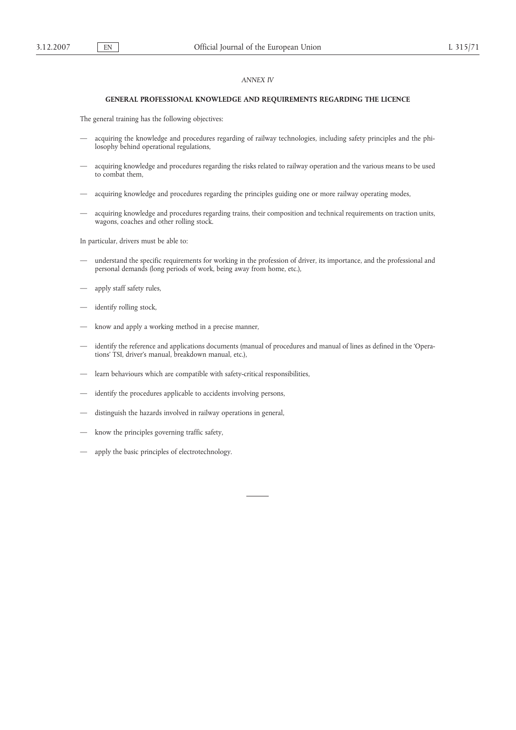*ANNEX IV*

## GENERAL PROFESSIONAL KNOWLEDGE AND REQUIREMENTS REGARDING THE LICENCE

The general training has the following objectives:

- acquiring the knowledge and procedures regarding of railway technologies, including safety principles and the philosophy behind operational regulations,
- acquiring knowledge and procedures regarding the risks related to railway operation and the various means to be used to combat them,
- acquiring knowledge and procedures regarding the principles guiding one or more railway operating modes,
- acquiring knowledge and procedures regarding trains, their composition and technical requirements on traction units, wagons, coaches and other rolling stock.

In particular, drivers must be able to:

- understand the specific requirements for working in the profession of driver, its importance, and the professional and personal demands (long periods of work, being away from home, etc.),
- apply staff safety rules,
- identify rolling stock,
- know and apply a working method in a precise manner,
- identify the reference and applications documents (manual of procedures and manual of lines as defined in the 'Operations' TSI, driver's manual, breakdown manual, etc.),
- learn behaviours which are compatible with safety-critical responsibilities,
- identify the procedures applicable to accidents involving persons,
- distinguish the hazards involved in railway operations in general,
- know the principles governing traffic safety,
- apply the basic principles of electrotechnology.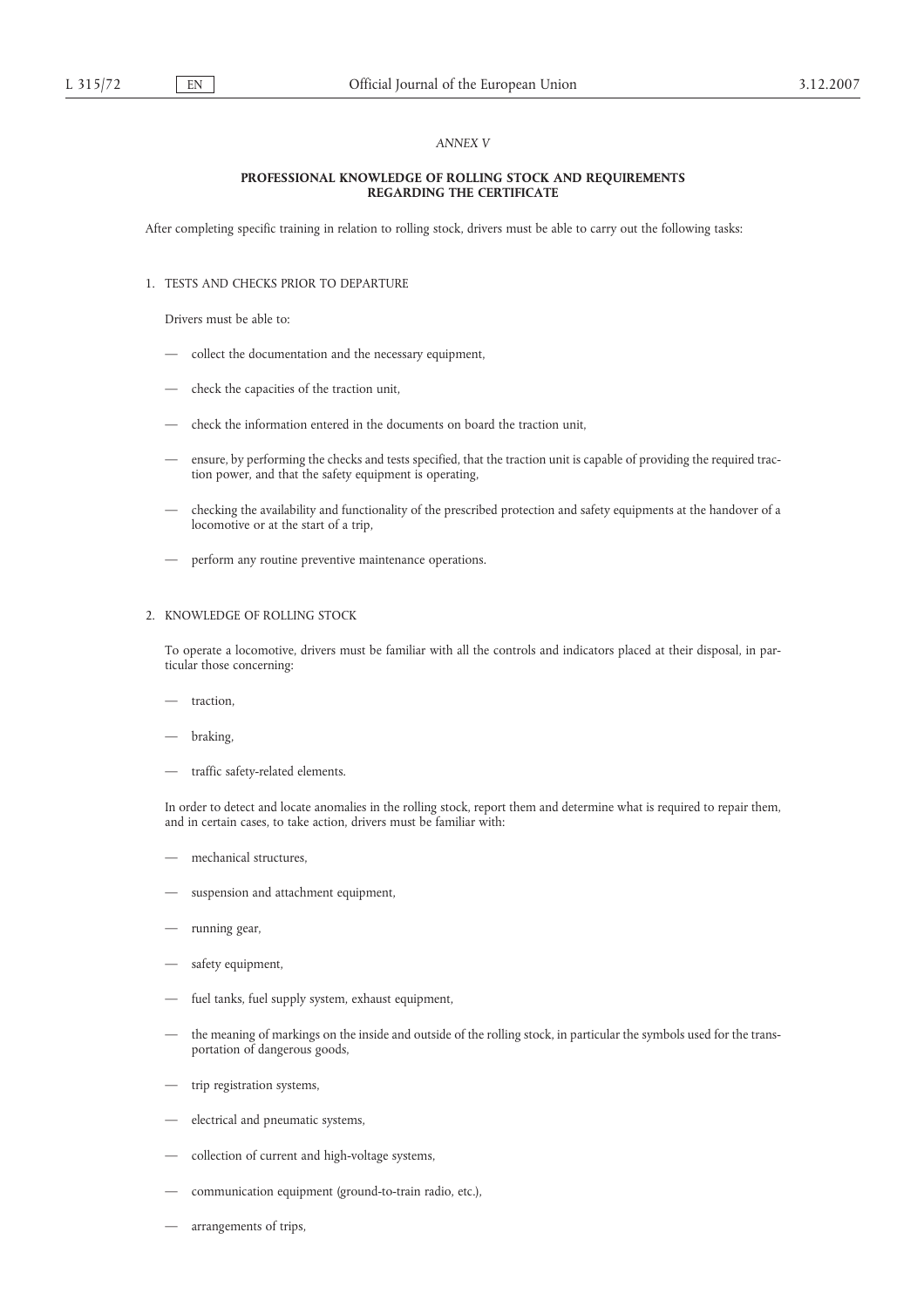*ANNEX V*

**PROFESSIONAL KNOWLEDGE OF ROLLING STOCK AND REQUIREMENTS REGARDING THE CERTIFICATE**

After completing specific training in relation to rolling stock, drivers must be able to carry out the following tasks:

1. TESTS AND CHECKS PRIOR TO DEPARTURE

   Drivers must be able to:

   — collect the documentation and the necessary equipment,

   — check the capacities of the traction unit,

   — check the information entered in the documents on board the traction unit,

   — ensure, by performing the checks and tests specified, that the traction unit is capable of providing the required traction power, and that the safety equipment is operating,

   — checking the availability and functionality of the prescribed protection and safety equipments at the handover of a locomotive or at the start of a trip,

   — perform any routine preventive maintenance operations.

2. KNOWLEDGE OF ROLLING STOCK

   To operate a locomotive, drivers must be familiar with all the controls and indicators placed at their disposal, in particular those concerning:

   — traction,

   — braking,

   — traffic safety-related elements.

   In order to detect and locate anomalies in the rolling stock, report them and determine what is required to repair them, and in certain cases, to take action, drivers must be familiar with:

   — mechanical structures,

   — suspension and attachment equipment,

   — running gear,

   — safety equipment,

   — fuel tanks, fuel supply system, exhaust equipment,

   — the meaning of markings on the inside and outside of the rolling stock, in particular the symbols used for the transportation of dangerous goods,

   — trip registration systems,

   — electrical and pneumatic systems,

   — collection of current and high-voltage systems,

   — communication equipment (ground-to-train radio, etc.),

   — arrangements of trips,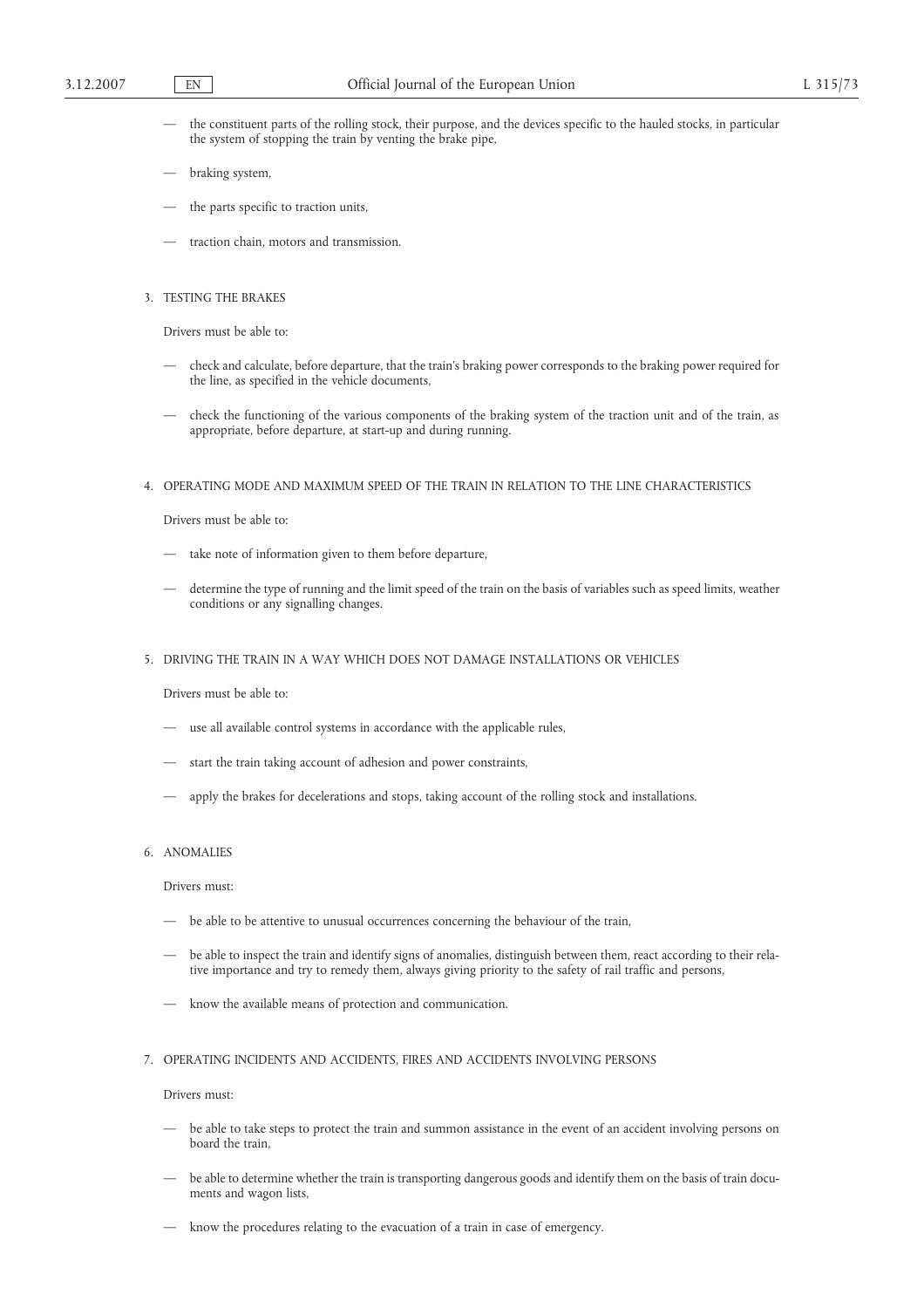- the constituent parts of the rolling stock, their purpose, and the devices specific to the hauled stocks, in particular the system of stopping the train by venting the brake pipe,
- braking system,
- the parts specific to traction units,
- traction chain, motors and transmission.

3. TESTING THE BRAKES

Drivers must be able to:

- check and calculate, before departure, that the train's braking power corresponds to the braking power required for the line, as specified in the vehicle documents,
- check the functioning of the various components of the braking system of the traction unit and of the train, as appropriate, before departure, at start-up and during running.

4. OPERATING MODE AND MAXIMUM SPEED OF THE TRAIN IN RELATION TO THE LINE CHARACTERISTICS

Drivers must be able to:

- take note of information given to them before departure,
- determine the type of running and the limit speed of the train on the basis of variables such as speed limits, weather conditions or any signalling changes.

5. DRIVING THE TRAIN IN A WAY WHICH DOES NOT DAMAGE INSTALLATIONS OR VEHICLES

Drivers must be able to:

- use all available control systems in accordance with the applicable rules,
- start the train taking account of adhesion and power constraints,
- apply the brakes for decelerations and stops, taking account of the rolling stock and installations.

6. ANOMALIES

Drivers must:

- be able to be attentive to unusual occurrences concerning the behaviour of the train,
- be able to inspect the train and identify signs of anomalies, distinguish between them, react according to their relative importance and try to remedy them, always giving priority to the safety of rail traffic and persons,
- know the available means of protection and communication.

7. OPERATING INCIDENTS AND ACCIDENTS, FIRES AND ACCIDENTS INVOLVING PERSONS

Drivers must:

- be able to take steps to protect the train and summon assistance in the event of an accident involving persons on board the train,
- be able to determine whether the train is transporting dangerous goods and identify them on the basis of train documents and wagon lists,
- know the procedures relating to the evacuation of a train in case of emergency.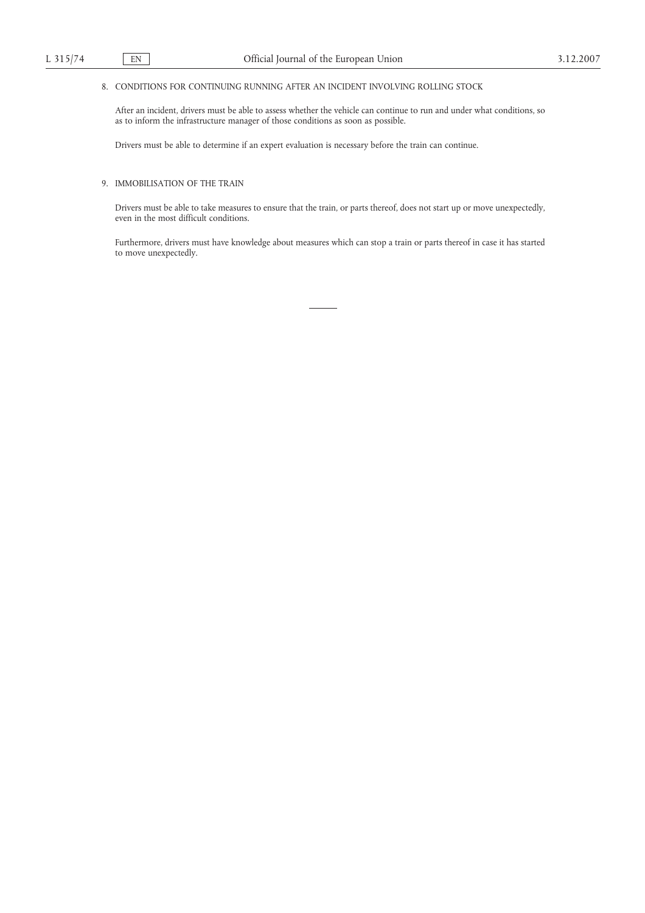## 8. CONDITIONS FOR CONTINUING RUNNING AFTER AN INCIDENT INVOLVING ROLLING STOCK

After an incident, drivers must be able to assess whether the vehicle can continue to run and under what conditions, so as to inform the infrastructure manager of those conditions as soon as possible.

Drivers must be able to determine if an expert evaluation is necessary before the train can continue.

## 9. IMMOBILISATION OF THE TRAIN

Drivers must be able to take measures to ensure that the train, or parts thereof, does not start up or move unexpectedly, even in the most difficult conditions.

Furthermore, drivers must have knowledge about measures which can stop a train or parts thereof in case it has started to move unexpectedly.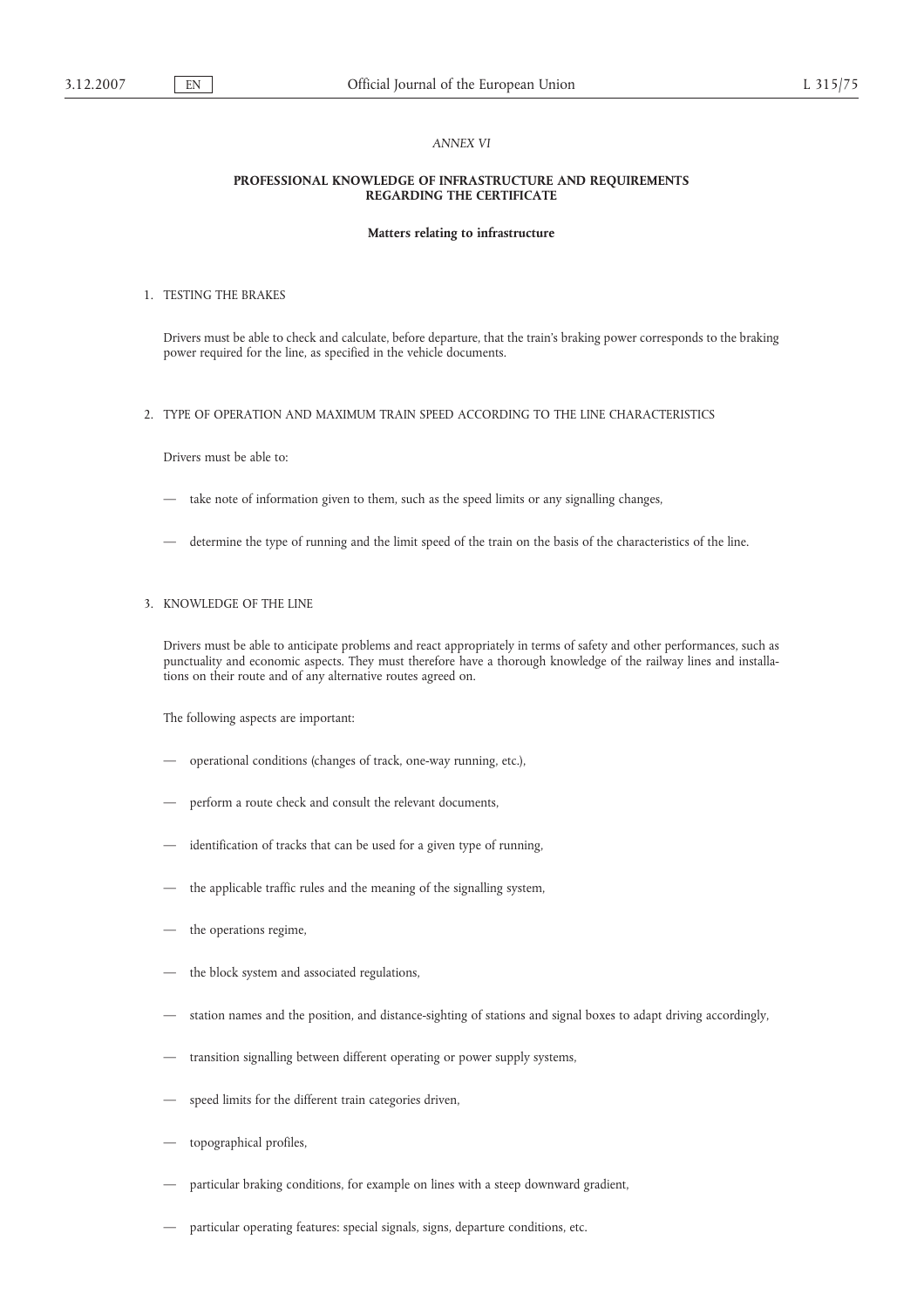*ANNEX VI*

## PROFESSIONAL KNOWLEDGE OF INFRASTRUCTURE AND REQUIREMENTS REGARDING THE CERTIFICATE

### Matters relating to infrastructure

1. TESTING THE BRAKES

Drivers must be able to check and calculate, before departure, that the train's braking power corresponds to the braking power required for the line, as specified in the vehicle documents.

2. TYPE OF OPERATION AND MAXIMUM TRAIN SPEED ACCORDING TO THE LINE CHARACTERISTICS

Drivers must be able to:

— take note of information given to them, such as the speed limits or any signalling changes,

— determine the type of running and the limit speed of the train on the basis of the characteristics of the line.

3. KNOWLEDGE OF THE LINE

Drivers must be able to anticipate problems and react appropriately in terms of safety and other performances, such as punctuality and economic aspects. They must therefore have a thorough knowledge of the railway lines and installations on their route and of any alternative routes agreed on.

The following aspects are important:

— operational conditions (changes of track, one-way running, etc.),

— perform a route check and consult the relevant documents,

— identification of tracks that can be used for a given type of running,

— the applicable traffic rules and the meaning of the signalling system,

— the operations regime,

— the block system and associated regulations,

— station names and the position, and distance-sighting of stations and signal boxes to adapt driving accordingly,

— transition signalling between different operating or power supply systems,

— speed limits for the different train categories driven,

— topographical profiles,

— particular braking conditions, for example on lines with a steep downward gradient,

— particular operating features: special signals, signs, departure conditions, etc.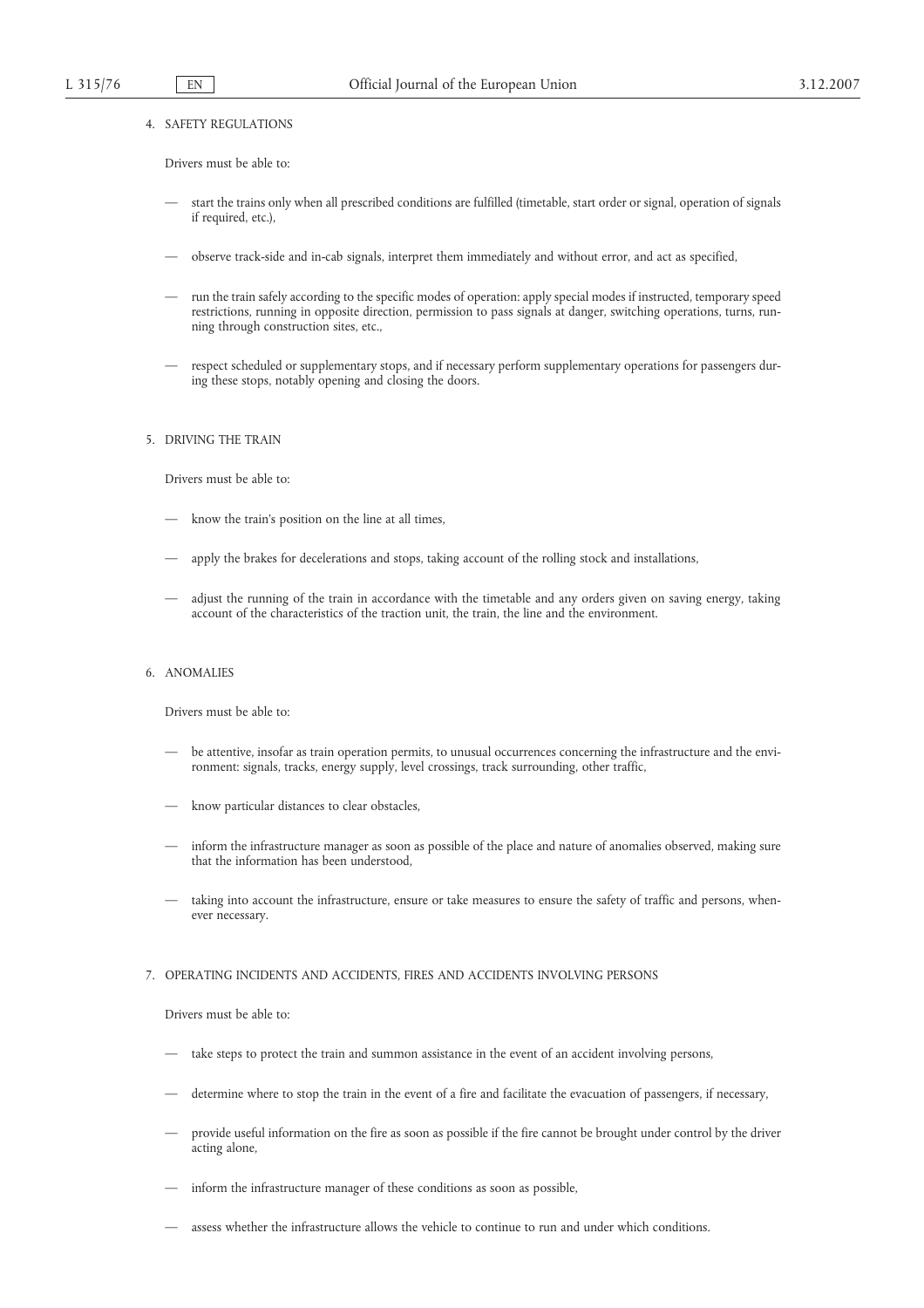4. SAFETY REGULATIONS

Drivers must be able to:

- start the trains only when all prescribed conditions are fulfilled (timetable, start order or signal, operation of signals if required, etc.),
- observe track-side and in-cab signals, interpret them immediately and without error, and act as specified,
- run the train safely according to the specific modes of operation: apply special modes if instructed, temporary speed restrictions, running in opposite direction, permission to pass signals at danger, switching operations, turns, running through construction sites, etc.,
- respect scheduled or supplementary stops, and if necessary perform supplementary operations for passengers during these stops, notably opening and closing the doors.

5. DRIVING THE TRAIN

Drivers must be able to:

- know the train's position on the line at all times,
- apply the brakes for decelerations and stops, taking account of the rolling stock and installations,
- adjust the running of the train in accordance with the timetable and any orders given on saving energy, taking account of the characteristics of the traction unit, the train, the line and the environment.

6. ANOMALIES

Drivers must be able to:

- be attentive, insofar as train operation permits, to unusual occurrences concerning the infrastructure and the environment: signals, tracks, energy supply, level crossings, track surrounding, other traffic,
- know particular distances to clear obstacles,
- inform the infrastructure manager as soon as possible of the place and nature of anomalies observed, making sure that the information has been understood,
- taking into account the infrastructure, ensure or take measures to ensure the safety of traffic and persons, whenever necessary.

7. OPERATING INCIDENTS AND ACCIDENTS, FIRES AND ACCIDENTS INVOLVING PERSONS

Drivers must be able to:

- take steps to protect the train and summon assistance in the event of an accident involving persons,
- determine where to stop the train in the event of a fire and facilitate the evacuation of passengers, if necessary,
- provide useful information on the fire as soon as possible if the fire cannot be brought under control by the driver acting alone,
- inform the infrastructure manager of these conditions as soon as possible,
- assess whether the infrastructure allows the vehicle to continue to run and under which conditions.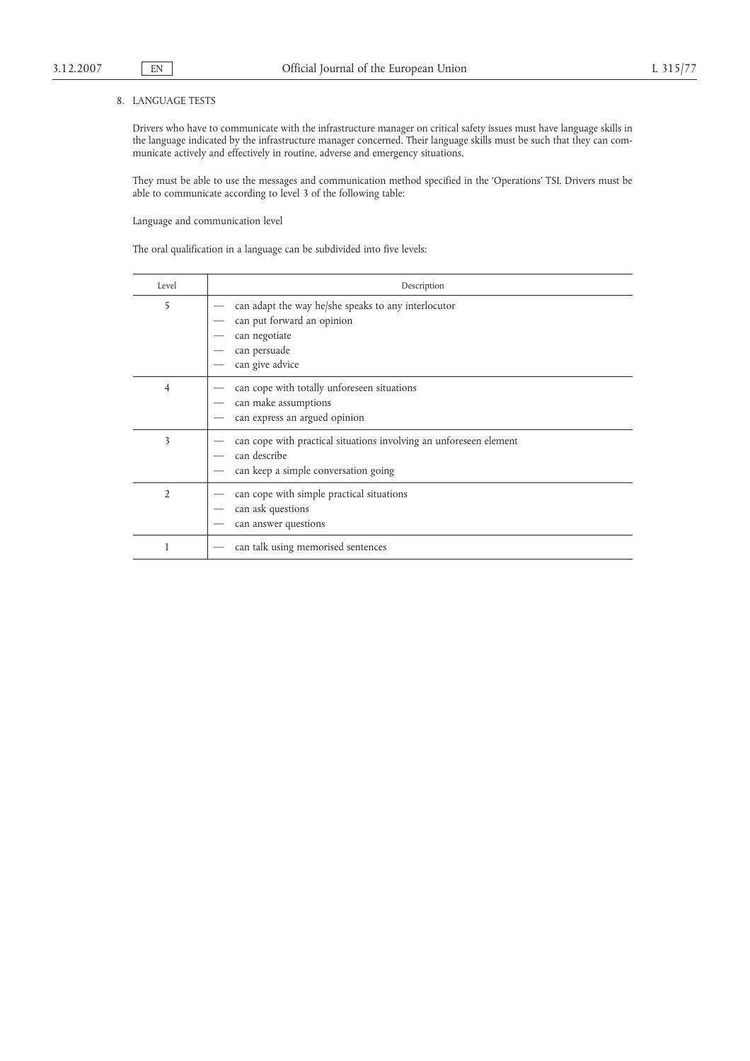## 8. LANGUAGE TESTS

Drivers who have to communicate with the infrastructure manager on critical safety issues must have language skills in the language indicated by the infrastructure manager concerned. Their language skills must be such that they can communicate actively and effectively in routine, adverse and emergency situations.

They must be able to use the messages and communication method specified in the 'Operations' TSI. Drivers must be able to communicate according to level 3 of the following table:

Language and communication level

The oral qualification in a language can be subdivided into five levels:

| Level | Description |
|---|---|
| 5 | — can adapt the way he/she speaks to any interlocutor<br>— can put forward an opinion<br>— can negotiate<br>— can persuade<br>— can give advice |
| 4 | — can cope with totally unforeseen situations<br>— can make assumptions<br>— can express an argued opinion |
| 3 | — can cope with practical situations involving an unforeseen element<br>— can describe<br>— can keep a simple conversation going |
| 2 | — can cope with simple practical situations<br>— can ask questions<br>— can answer questions |
| 1 | — can talk using memorised sentences |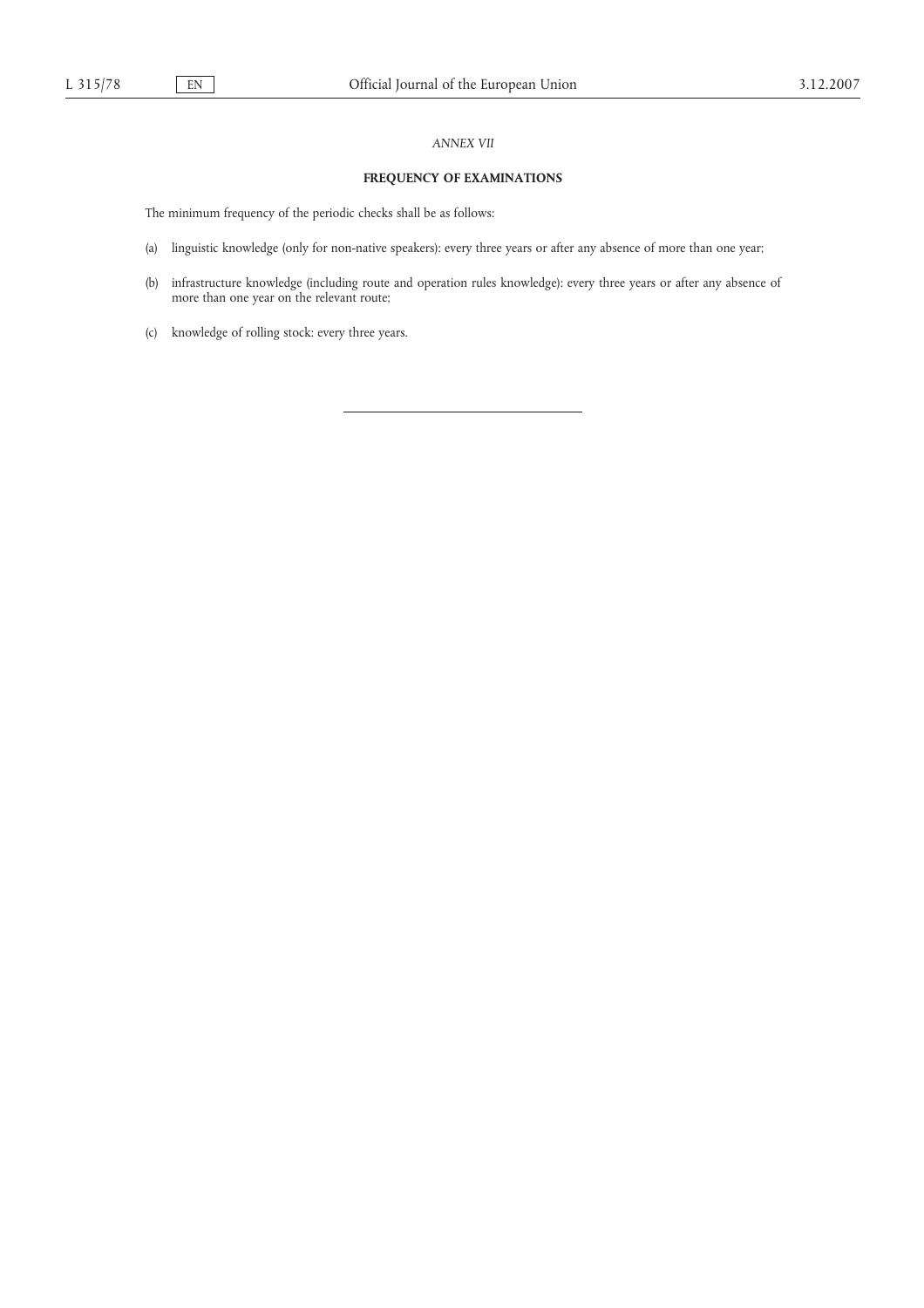*ANNEX VII*

## FREQUENCY OF EXAMINATIONS

The minimum frequency of the periodic checks shall be as follows:

(a) linguistic knowledge (only for non-native speakers): every three years or after any absence of more than one year;

(b) infrastructure knowledge (including route and operation rules knowledge): every three years or after any absence of more than one year on the relevant route;

(c) knowledge of rolling stock: every three years.